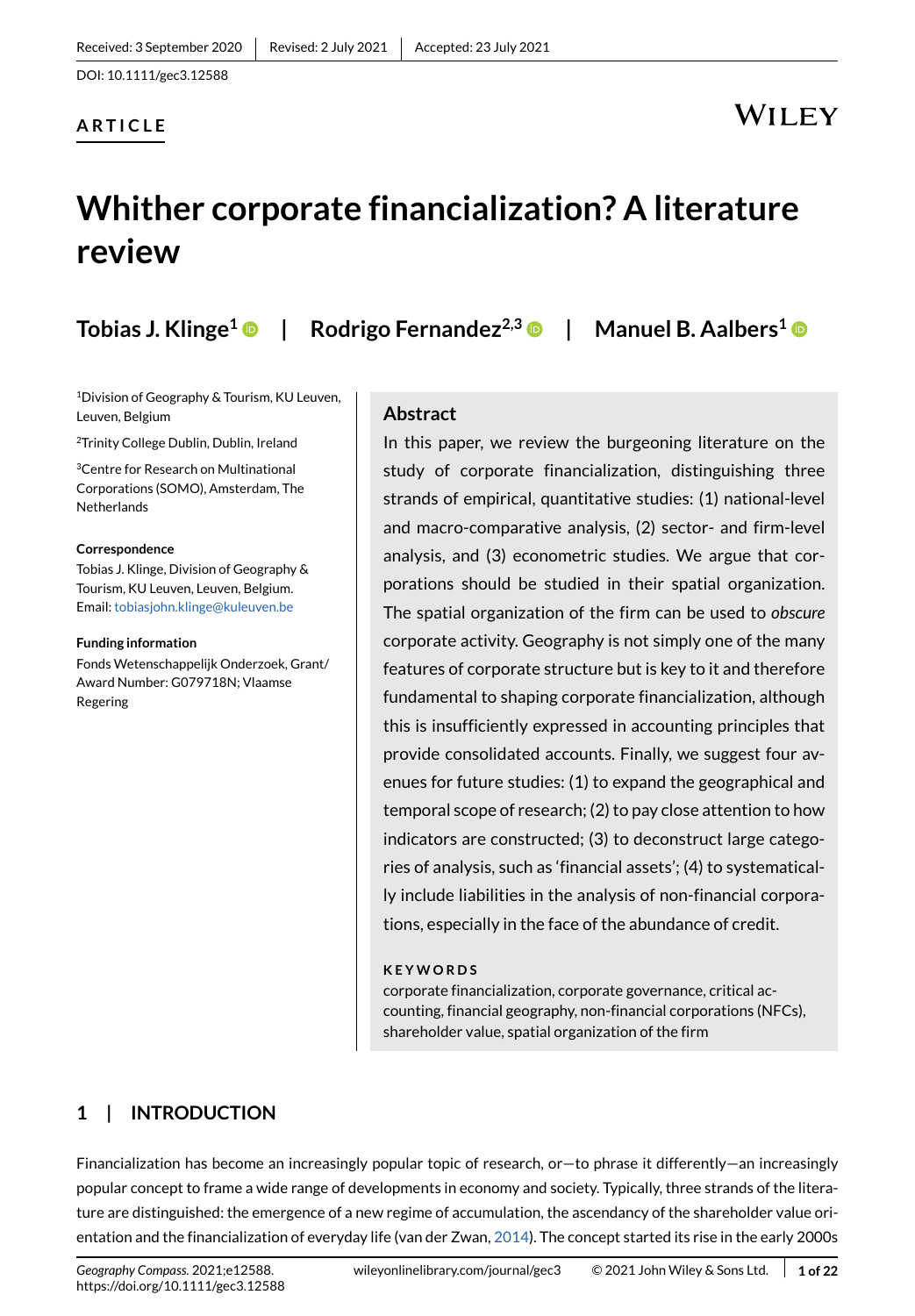Received: 3 September 2020 | Revised: 2 July 2021 | Accepted: 23 July 2021

DOI: 10.1111/gec3.12588

ARTICLE

# Whither corporate financialization? A literature review

**Tobias J. Klinge**[1] | **Rodrigo Fernandez**[2,3] | **Manuel B. Aalbers**[1]

[1]Division of Geography & Tourism, KU Leuven, Leuven, Belgium

[2]Trinity College Dublin, Dublin, Ireland

[3]Centre for Research on Multinational Corporations (SOMO), Amsterdam, The Netherlands

**Correspondence**

Tobias J. Klinge, Division of Geography & Tourism, KU Leuven, Leuven, Belgium.
Email: tobiasjohn.klinge@kuleuven.be

**Funding information**

Fonds Wetenschappelijk Onderzoek, Grant/Award Number: G079718N; Vlaamse Regering

## Abstract

In this paper, we review the burgeoning literature on the study of corporate financialization, distinguishing three strands of empirical, quantitative studies: (1) national-level and macro-comparative analysis, (2) sector- and firm-level analysis, and (3) econometric studies. We argue that corporations should be studied in their spatial organization. The spatial organization of the firm can be used to *obscure* corporate activity. Geography is not simply one of the many features of corporate structure but is key to it and therefore fundamental to shaping corporate financialization, although this is insufficiently expressed in accounting principles that provide consolidated accounts. Finally, we suggest four avenues for future studies: (1) to expand the geographical and temporal scope of research; (2) to pay close attention to how indicators are constructed; (3) to deconstruct large categories of analysis, such as 'financial assets'; (4) to systematically include liabilities in the analysis of non-financial corporations, especially in the face of the abundance of credit.

**KEYWORDS**

corporate financialization, corporate governance, critical accounting, financial geography, non-financial corporations (NFCs), shareholder value, spatial organization of the firm

## 1 | INTRODUCTION

Financialization has become an increasingly popular topic of research, or—to phrase it differently—an increasingly popular concept to frame a wide range of developments in economy and society. Typically, three strands of the literature are distinguished: the emergence of a new regime of accumulation, the ascendancy of the shareholder value orientation and the financialization of everyday life (van der Zwan, 2014). The concept started its rise in the early 2000s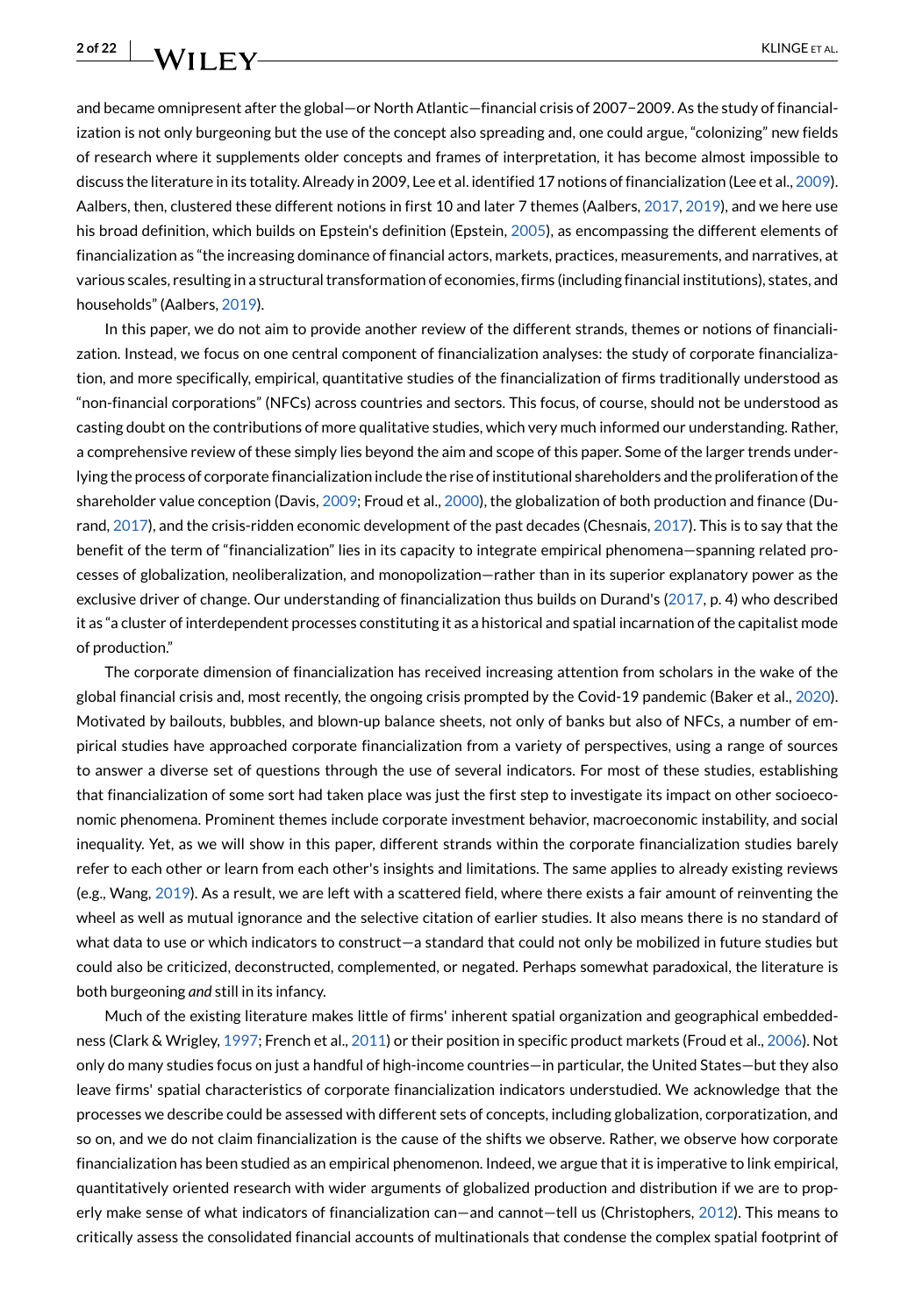and became omnipresent after the global—or North Atlantic—financial crisis of 2007–2009. As the study of financialization is not only burgeoning but the use of the concept also spreading and, one could argue, "colonizing" new fields of research where it supplements older concepts and frames of interpretation, it has become almost impossible to discuss the literature in its totality. Already in 2009, Lee et al. identified 17 notions of financialization (Lee et al., 2009). Aalbers, then, clustered these different notions in first 10 and later 7 themes (Aalbers, 2017, 2019), and we here use his broad definition, which builds on Epstein's definition (Epstein, 2005), as encompassing the different elements of financialization as "the increasing dominance of financial actors, markets, practices, measurements, and narratives, at various scales, resulting in a structural transformation of economies, firms (including financial institutions), states, and households" (Aalbers, 2019).

In this paper, we do not aim to provide another review of the different strands, themes or notions of financialization. Instead, we focus on one central component of financialization analyses: the study of corporate financialization, and more specifically, empirical, quantitative studies of the financialization of firms traditionally understood as "non-financial corporations" (NFCs) across countries and sectors. This focus, of course, should not be understood as casting doubt on the contributions of more qualitative studies, which very much informed our understanding. Rather, a comprehensive review of these simply lies beyond the aim and scope of this paper. Some of the larger trends underlying the process of corporate financialization include the rise of institutional shareholders and the proliferation of the shareholder value conception (Davis, 2009; Froud et al., 2000), the globalization of both production and finance (Durand, 2017), and the crisis-ridden economic development of the past decades (Chesnais, 2017). This is to say that the benefit of the term of "financialization" lies in its capacity to integrate empirical phenomena—spanning related processes of globalization, neoliberalization, and monopolization—rather than in its superior explanatory power as the exclusive driver of change. Our understanding of financialization thus builds on Durand's (2017, p. 4) who described it as "a cluster of interdependent processes constituting it as a historical and spatial incarnation of the capitalist mode of production."

The corporate dimension of financialization has received increasing attention from scholars in the wake of the global financial crisis and, most recently, the ongoing crisis prompted by the Covid-19 pandemic (Baker et al., 2020). Motivated by bailouts, bubbles, and blown-up balance sheets, not only of banks but also of NFCs, a number of empirical studies have approached corporate financialization from a variety of perspectives, using a range of sources to answer a diverse set of questions through the use of several indicators. For most of these studies, establishing that financialization of some sort had taken place was just the first step to investigate its impact on other socioeconomic phenomena. Prominent themes include corporate investment behavior, macroeconomic instability, and social inequality. Yet, as we will show in this paper, different strands within the corporate financialization studies barely refer to each other or learn from each other's insights and limitations. The same applies to already existing reviews (e.g., Wang, 2019). As a result, we are left with a scattered field, where there exists a fair amount of reinventing the wheel as well as mutual ignorance and the selective citation of earlier studies. It also means there is no standard of what data to use or which indicators to construct—a standard that could not only be mobilized in future studies but could also be criticized, deconstructed, complemented, or negated. Perhaps somewhat paradoxical, the literature is both burgeoning *and* still in its infancy.

Much of the existing literature makes little of firms' inherent spatial organization and geographical embeddedness (Clark & Wrigley, 1997; French et al., 2011) or their position in specific product markets (Froud et al., 2006). Not only do many studies focus on just a handful of high-income countries—in particular, the United States—but they also leave firms' spatial characteristics of corporate financialization indicators understudied. We acknowledge that the processes we describe could be assessed with different sets of concepts, including globalization, corporatization, and so on, and we do not claim financialization is the cause of the shifts we observe. Rather, we observe how corporate financialization has been studied as an empirical phenomenon. Indeed, we argue that it is imperative to link empirical, quantitatively oriented research with wider arguments of globalized production and distribution if we are to properly make sense of what indicators of financialization can—and cannot—tell us (Christophers, 2012). This means to critically assess the consolidated financial accounts of multinationals that condense the complex spatial footprint of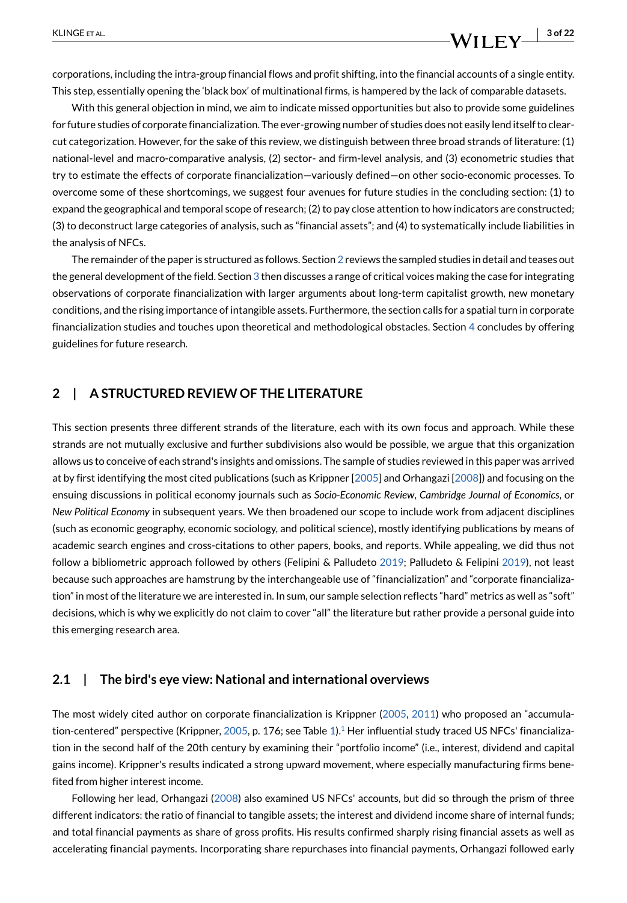corporations, including the intra-group financial flows and profit shifting, into the financial accounts of a single entity. This step, essentially opening the 'black box' of multinational firms, is hampered by the lack of comparable datasets.

With this general objection in mind, we aim to indicate missed opportunities but also to provide some guidelines for future studies of corporate financialization. The ever-growing number of studies does not easily lend itself to clear-cut categorization. However, for the sake of this review, we distinguish between three broad strands of literature: (1) national-level and macro-comparative analysis, (2) sector- and firm-level analysis, and (3) econometric studies that try to estimate the effects of corporate financialization—variously defined—on other socio-economic processes. To overcome some of these shortcomings, we suggest four avenues for future studies in the concluding section: (1) to expand the geographical and temporal scope of research; (2) to pay close attention to how indicators are constructed; (3) to deconstruct large categories of analysis, such as "financial assets"; and (4) to systematically include liabilities in the analysis of NFCs.

The remainder of the paper is structured as follows. Section 2 reviews the sampled studies in detail and teases out the general development of the field. Section 3 then discusses a range of critical voices making the case for integrating observations of corporate financialization with larger arguments about long-term capitalist growth, new monetary conditions, and the rising importance of intangible assets. Furthermore, the section calls for a spatial turn in corporate financialization studies and touches upon theoretical and methodological obstacles. Section 4 concludes by offering guidelines for future research.

## 2 | A STRUCTURED REVIEW OF THE LITERATURE

This section presents three different strands of the literature, each with its own focus and approach. While these strands are not mutually exclusive and further subdivisions also would be possible, we argue that this organization allows us to conceive of each strand's insights and omissions. The sample of studies reviewed in this paper was arrived at by first identifying the most cited publications (such as Krippner [2005] and Orhangazi [2008]) and focusing on the ensuing discussions in political economy journals such as *Socio-Economic Review*, *Cambridge Journal of Economics*, or *New Political Economy* in subsequent years. We then broadened our scope to include work from adjacent disciplines (such as economic geography, economic sociology, and political science), mostly identifying publications by means of academic search engines and cross-citations to other papers, books, and reports. While appealing, we did thus not follow a bibliometric approach followed by others (Felipini & Palludeto 2019; Palludeto & Felipini 2019), not least because such approaches are hamstrung by the interchangeable use of "financialization" and "corporate financialization" in most of the literature we are interested in. In sum, our sample selection reflects "hard" metrics as well as "soft" decisions, which is why we explicitly do not claim to cover "all" the literature but rather provide a personal guide into this emerging research area.

### 2.1 | The bird's eye view: National and international overviews

The most widely cited author on corporate financialization is Krippner (2005, 2011) who proposed an "accumulation-centered" perspective (Krippner, 2005, p. 176; see Table 1).[1] Her influential study traced US NFCs' financialization in the second half of the 20th century by examining their "portfolio income" (i.e., interest, dividend and capital gains income). Krippner's results indicated a strong upward movement, where especially manufacturing firms benefited from higher interest income.

Following her lead, Orhangazi (2008) also examined US NFCs' accounts, but did so through the prism of three different indicators: the ratio of financial to tangible assets; the interest and dividend income share of internal funds; and total financial payments as share of gross profits. His results confirmed sharply rising financial assets as well as accelerating financial payments. Incorporating share repurchases into financial payments, Orhangazi followed early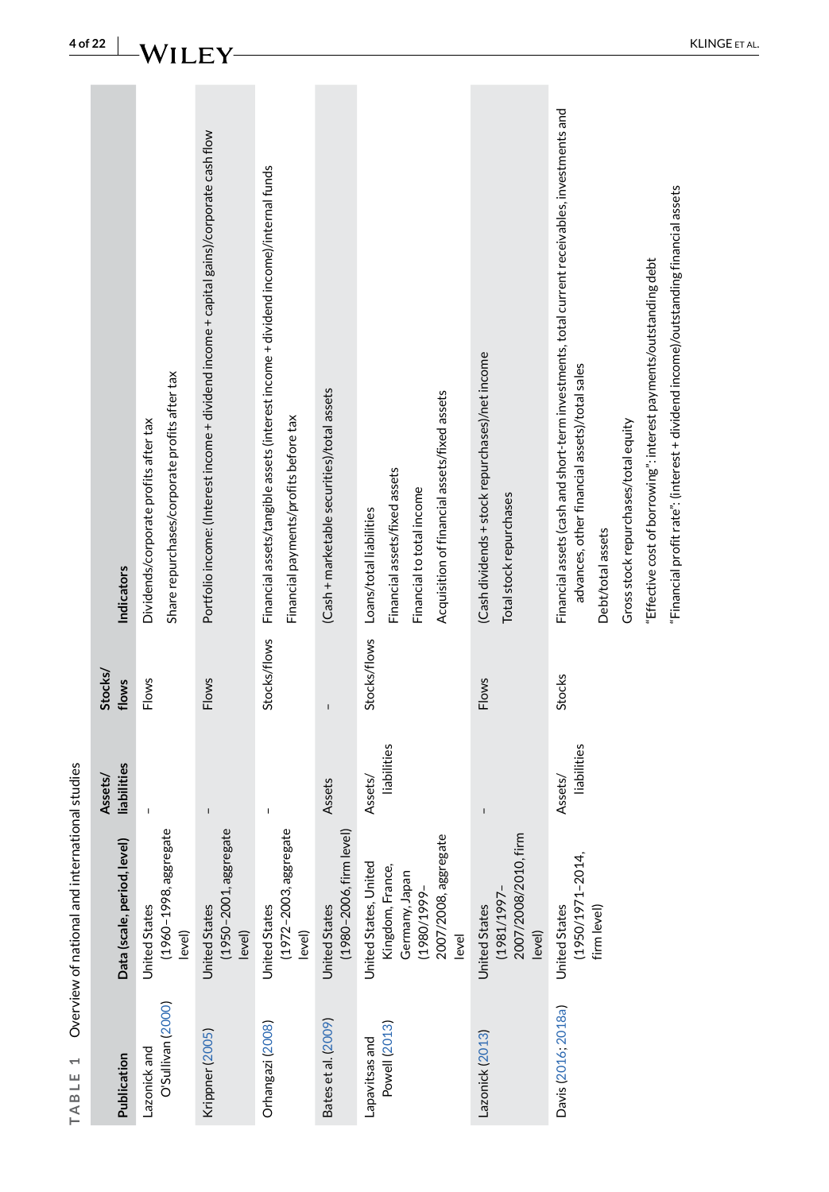**TABLE 1** Overview of national and international studies

| Publication | Data (scale, period, level) | Assets/ liabilities | Stocks/ flows | Indicators |
|---|---|---|---|---|
| Lazonick and O'Sullivan (2000) | United States (1960–1998, aggregate level) | - | Flows | Dividends/corporate profits after tax<br>Share repurchases/corporate profits after tax |
| Krippner (2005) | United States (1950–2001, aggregate level) | - | Flows | Portfolio income: (Interest income + dividend income + capital gains)/corporate cash flow |
| Orhangazi (2008) | United States (1972–2003, aggregate level) | - | Stocks/flows | Financial assets/tangible assets (interest income + dividend income)/internal funds<br>Financial payments/profits before tax |
| Bates et al. (2009) | United States (1980–2006, firm level) | Assets | - | (Cash + marketable securities)/total assets |
| Lapavitsas and Powell (2013) | United States, United Kingdom, France, Germany, Japan (1980/1999–2007/2008, aggregate level | Assets/ liabilities | Stocks/flows | Loans/total liabilities<br>Financial assets/fixed assets<br>Financial to total income<br>Acquisition of financial assets/fixed assets |
| Lazonick (2013) | United States (1981/1997–2007/2008/2010, firm level) | - | Flows | (Cash dividends + stock repurchases)/net income<br>Total stock repurchases |
| Davis (2016; 2018a) | United States (1950/1971–2014, firm level) | Assets/ liabilities | Stocks | Financial assets (cash and short-term investments, total current receivables, investments and advances, other financial assets)/total sales<br>Debt/total assets<br>Gross stock repurchases/total equity<br>"Effective cost of borrowing": interest payments/outstanding debt<br>"Financial profit rate": (interest + dividend income)/outstanding financial assets |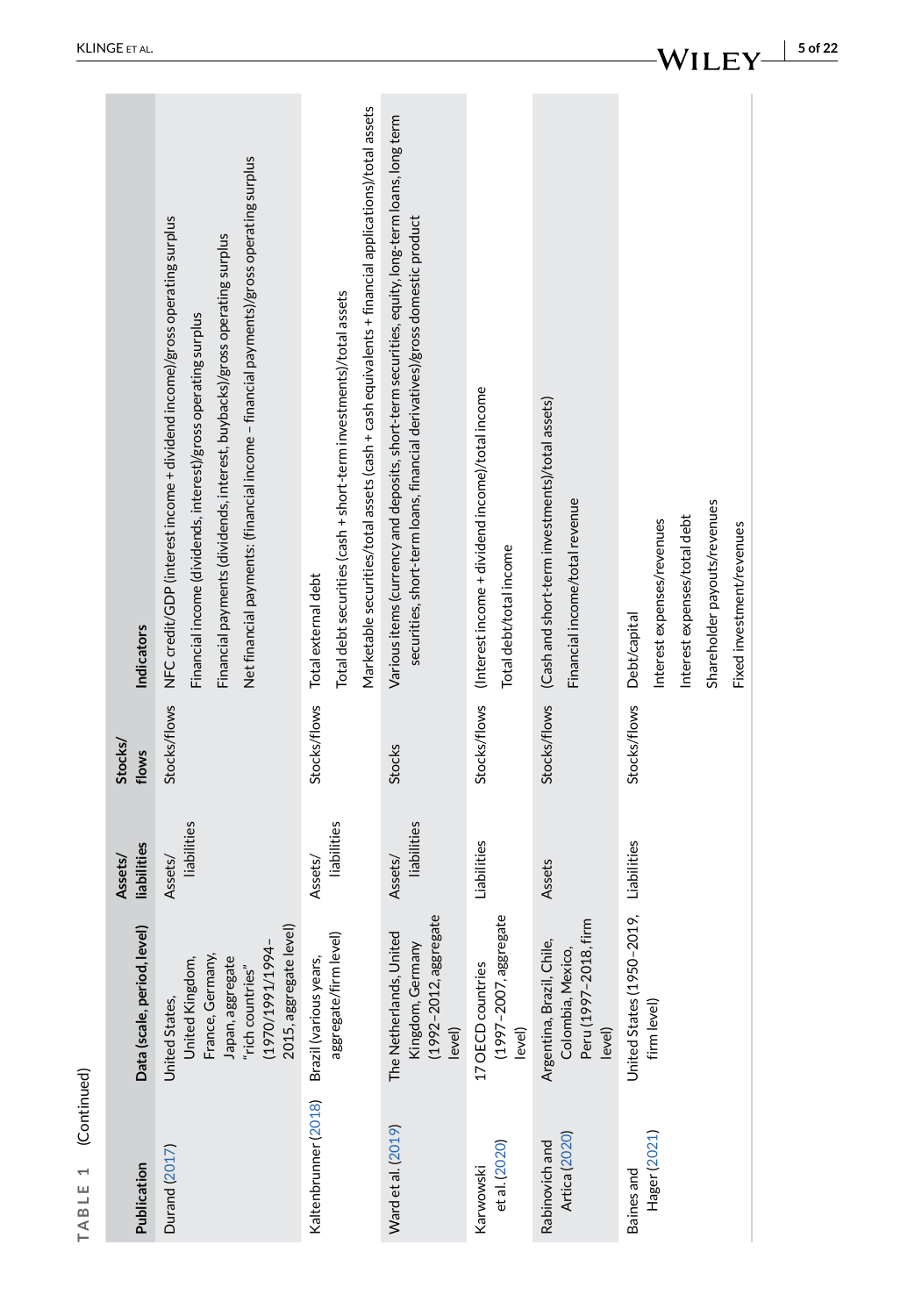**TABLE 1** (Continued)

| Publication | Data (scale, period, level) | Assets/ liabilities | Stocks/ flows | Indicators |
|---|---|---|---|---|
| Durand (2017) | United States, United Kingdom, France, Germany, Japan, aggregate "rich countries" (1970/1991/1994–2015, aggregate level) | Assets/ liabilities | Stocks/flows | NFC credit/GDP (interest income + dividend income)/gross operating surplus<br>Financial income (dividends, interest)/gross operating surplus<br>Financial payments (dividends, interest, buybacks)/gross operating surplus<br>Net financial payments: (financial income − financial payments)/gross operating surplus |
| Kaltenbrunner (2018) | Brazil (various years, aggregate/firm level) | Assets/ liabilities | Stocks/flows | Total external debt<br>Total debt securities (cash + short-term investments)/total assets<br>Marketable securities/total assets (cash + cash equivalents + financial applications)/total assets |
| Ward et al. (2019) | The Netherlands, United Kingdom, Germany (1992–2012, aggregate level) | Assets/ liabilities | Stocks | Various items (currency and deposits, short-term securities, equity, long-term loans, long term securities, short-term loans, financial derivatives)/gross domestic product |
| Karwowski et al. (2020) | 17 OECD countries (1997–2007, aggregate level) | Liabilities | Stocks/flows | (Interest income + dividend income)/total income<br>Total debt/total income |
| Rabinovich and Artica (2020) | Argentina, Brazil, Chile, Colombia, Mexico, Peru (1997–2018, firm level) | Assets | Stocks/flows | (Cash and short-term investments)/total assets)<br>Financial income/total revenue |
| Baines and Hager (2021) | United States (1950–2019, firm level) | Liabilities | Stocks/flows | Debt/capital<br>Interest expenses/revenues<br>Interest expenses/total debt<br>Shareholder payouts/revenues<br>Fixed investment/revenues |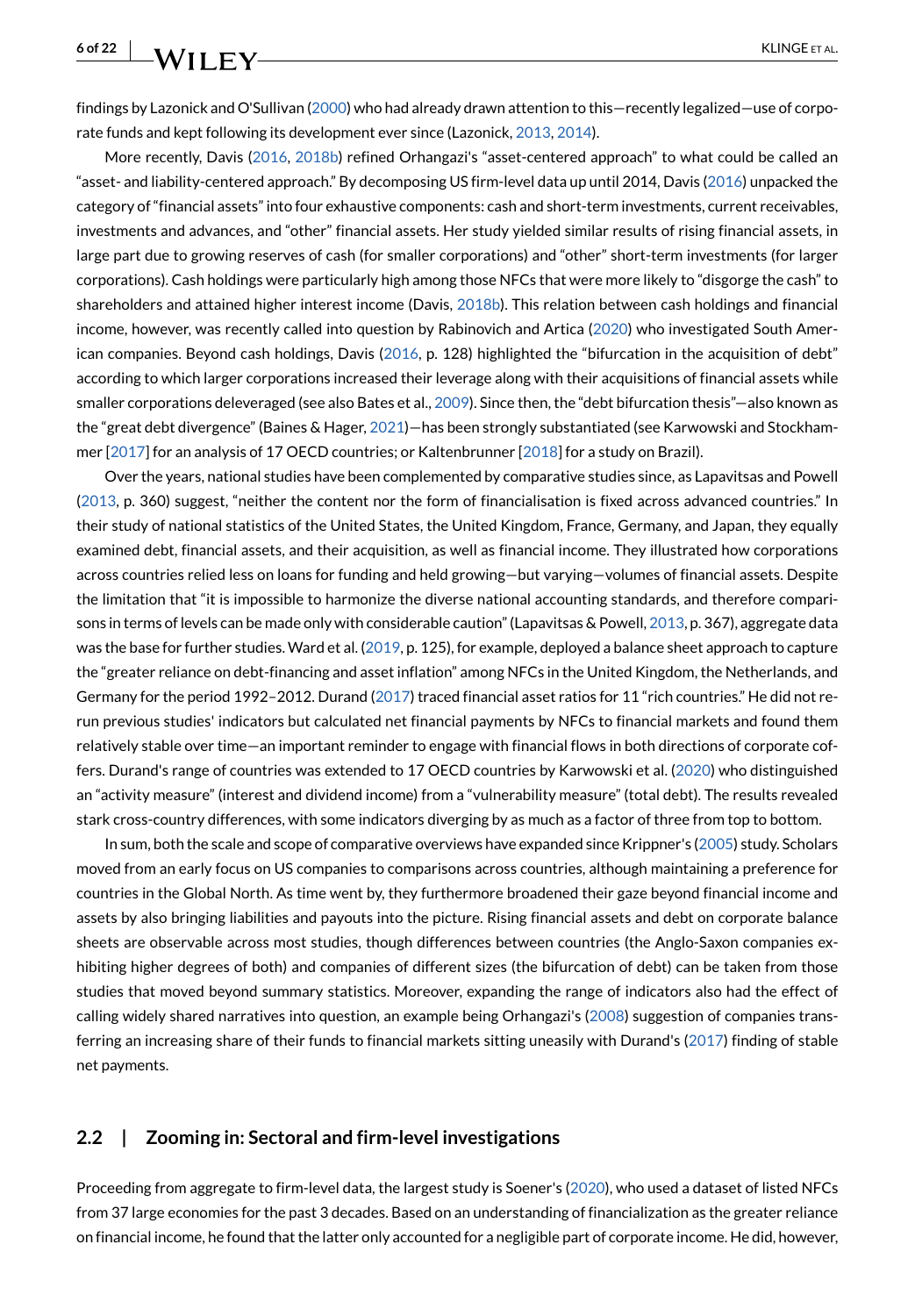findings by Lazonick and O'Sullivan (2000) who had already drawn attention to this—recently legalized—use of corporate funds and kept following its development ever since (Lazonick, 2013, 2014).

More recently, Davis (2016, 2018b) refined Orhangazi's "asset-centered approach" to what could be called an "asset- and liability-centered approach." By decomposing US firm-level data up until 2014, Davis (2016) unpacked the category of "financial assets" into four exhaustive components: cash and short-term investments, current receivables, investments and advances, and "other" financial assets. Her study yielded similar results of rising financial assets, in large part due to growing reserves of cash (for smaller corporations) and "other" short-term investments (for larger corporations). Cash holdings were particularly high among those NFCs that were more likely to "disgorge the cash" to shareholders and attained higher interest income (Davis, 2018b). This relation between cash holdings and financial income, however, was recently called into question by Rabinovich and Artica (2020) who investigated South American companies. Beyond cash holdings, Davis (2016, p. 128) highlighted the "bifurcation in the acquisition of debt" according to which larger corporations increased their leverage along with their acquisitions of financial assets while smaller corporations deleveraged (see also Bates et al., 2009). Since then, the "debt bifurcation thesis"—also known as the "great debt divergence" (Baines & Hager, 2021)—has been strongly substantiated (see Karwowski and Stockhammer [2017] for an analysis of 17 OECD countries; or Kaltenbrunner [2018] for a study on Brazil).

Over the years, national studies have been complemented by comparative studies since, as Lapavitsas and Powell (2013, p. 360) suggest, "neither the content nor the form of financialisation is fixed across advanced countries." In their study of national statistics of the United States, the United Kingdom, France, Germany, and Japan, they equally examined debt, financial assets, and their acquisition, as well as financial income. They illustrated how corporations across countries relied less on loans for funding and held growing—but varying—volumes of financial assets. Despite the limitation that "it is impossible to harmonize the diverse national accounting standards, and therefore comparisons in terms of levels can be made only with considerable caution" (Lapavitsas & Powell, 2013, p. 367), aggregate data was the base for further studies. Ward et al. (2019, p. 125), for example, deployed a balance sheet approach to capture the "greater reliance on debt-financing and asset inflation" among NFCs in the United Kingdom, the Netherlands, and Germany for the period 1992–2012. Durand (2017) traced financial asset ratios for 11 "rich countries." He did not rerun previous studies' indicators but calculated net financial payments by NFCs to financial markets and found them relatively stable over time—an important reminder to engage with financial flows in both directions of corporate coffers. Durand's range of countries was extended to 17 OECD countries by Karwowski et al. (2020) who distinguished an "activity measure" (interest and dividend income) from a "vulnerability measure" (total debt). The results revealed stark cross-country differences, with some indicators diverging by as much as a factor of three from top to bottom.

In sum, both the scale and scope of comparative overviews have expanded since Krippner's (2005) study. Scholars moved from an early focus on US companies to comparisons across countries, although maintaining a preference for countries in the Global North. As time went by, they furthermore broadened their gaze beyond financial income and assets by also bringing liabilities and payouts into the picture. Rising financial assets and debt on corporate balance sheets are observable across most studies, though differences between countries (the Anglo-Saxon companies exhibiting higher degrees of both) and companies of different sizes (the bifurcation of debt) can be taken from those studies that moved beyond summary statistics. Moreover, expanding the range of indicators also had the effect of calling widely shared narratives into question, an example being Orhangazi's (2008) suggestion of companies transferring an increasing share of their funds to financial markets sitting uneasily with Durand's (2017) finding of stable net payments.

## 2.2 | Zooming in: Sectoral and firm-level investigations

Proceeding from aggregate to firm-level data, the largest study is Soener's (2020), who used a dataset of listed NFCs from 37 large economies for the past 3 decades. Based on an understanding of financialization as the greater reliance on financial income, he found that the latter only accounted for a negligible part of corporate income. He did, however,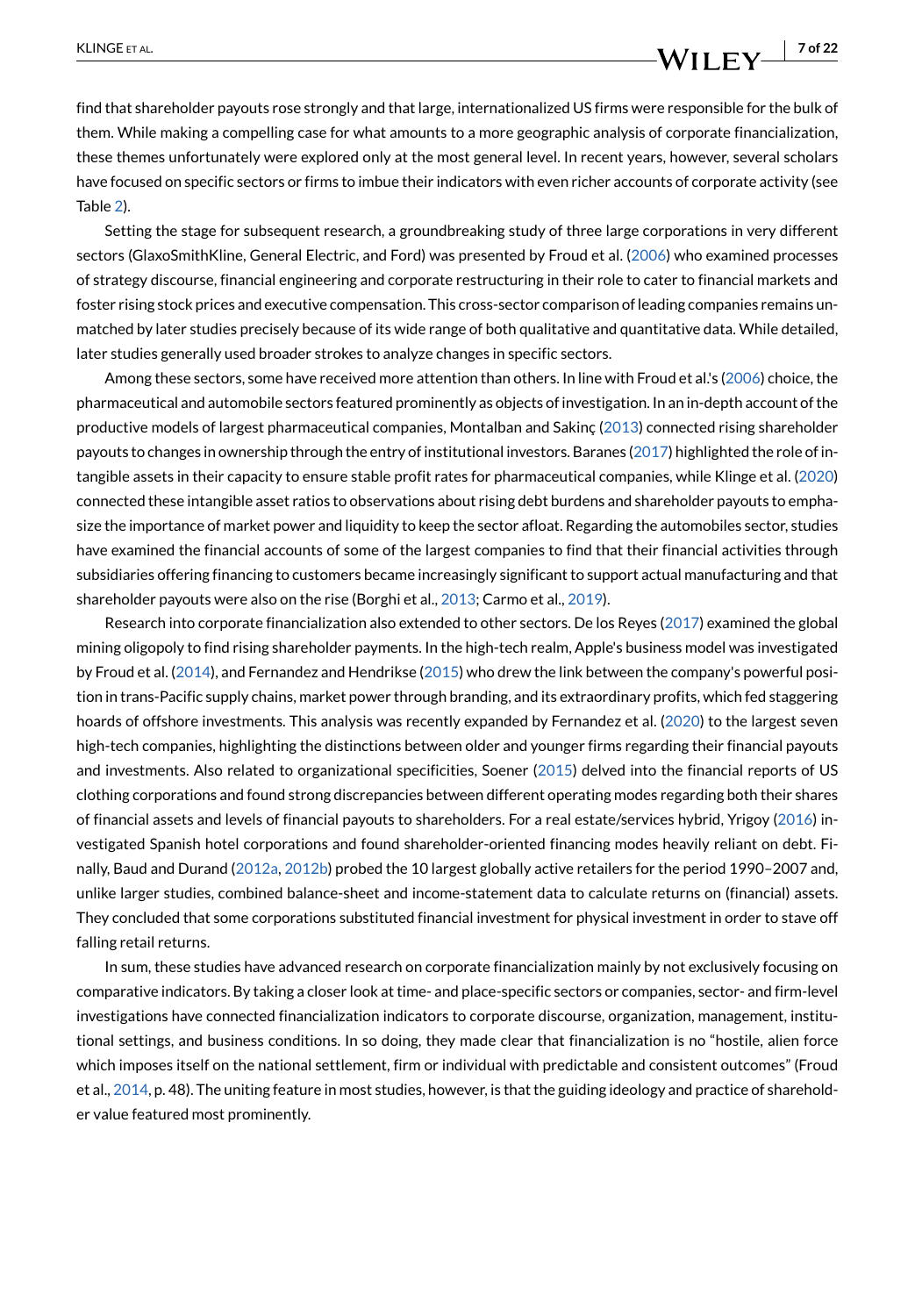find that shareholder payouts rose strongly and that large, internationalized US firms were responsible for the bulk of them. While making a compelling case for what amounts to a more geographic analysis of corporate financialization, these themes unfortunately were explored only at the most general level. In recent years, however, several scholars have focused on specific sectors or firms to imbue their indicators with even richer accounts of corporate activity (see Table 2).

Setting the stage for subsequent research, a groundbreaking study of three large corporations in very different sectors (GlaxoSmithKline, General Electric, and Ford) was presented by Froud et al. (2006) who examined processes of strategy discourse, financial engineering and corporate restructuring in their role to cater to financial markets and foster rising stock prices and executive compensation. This cross-sector comparison of leading companies remains unmatched by later studies precisely because of its wide range of both qualitative and quantitative data. While detailed, later studies generally used broader strokes to analyze changes in specific sectors.

Among these sectors, some have received more attention than others. In line with Froud et al.'s (2006) choice, the pharmaceutical and automobile sectors featured prominently as objects of investigation. In an in-depth account of the productive models of largest pharmaceutical companies, Montalban and Sakinç (2013) connected rising shareholder payouts to changes in ownership through the entry of institutional investors. Baranes (2017) highlighted the role of intangible assets in their capacity to ensure stable profit rates for pharmaceutical companies, while Klinge et al. (2020) connected these intangible asset ratios to observations about rising debt burdens and shareholder payouts to emphasize the importance of market power and liquidity to keep the sector afloat. Regarding the automobiles sector, studies have examined the financial accounts of some of the largest companies to find that their financial activities through subsidiaries offering financing to customers became increasingly significant to support actual manufacturing and that shareholder payouts were also on the rise (Borghi et al., 2013; Carmo et al., 2019).

Research into corporate financialization also extended to other sectors. De los Reyes (2017) examined the global mining oligopoly to find rising shareholder payments. In the high-tech realm, Apple's business model was investigated by Froud et al. (2014), and Fernandez and Hendrikse (2015) who drew the link between the company's powerful position in trans-Pacific supply chains, market power through branding, and its extraordinary profits, which fed staggering hoards of offshore investments. This analysis was recently expanded by Fernandez et al. (2020) to the largest seven high-tech companies, highlighting the distinctions between older and younger firms regarding their financial payouts and investments. Also related to organizational specificities, Soener (2015) delved into the financial reports of US clothing corporations and found strong discrepancies between different operating modes regarding both their shares of financial assets and levels of financial payouts to shareholders. For a real estate/services hybrid, Yrigoy (2016) investigated Spanish hotel corporations and found shareholder-oriented financing modes heavily reliant on debt. Finally, Baud and Durand (2012a, 2012b) probed the 10 largest globally active retailers for the period 1990–2007 and, unlike larger studies, combined balance-sheet and income-statement data to calculate returns on (financial) assets. They concluded that some corporations substituted financial investment for physical investment in order to stave off falling retail returns.

In sum, these studies have advanced research on corporate financialization mainly by not exclusively focusing on comparative indicators. By taking a closer look at time- and place-specific sectors or companies, sector- and firm-level investigations have connected financialization indicators to corporate discourse, organization, management, institutional settings, and business conditions. In so doing, they made clear that financialization is no "hostile, alien force which imposes itself on the national settlement, firm or individual with predictable and consistent outcomes" (Froud et al., 2014, p. 48). The uniting feature in most studies, however, is that the guiding ideology and practice of shareholder value featured most prominently.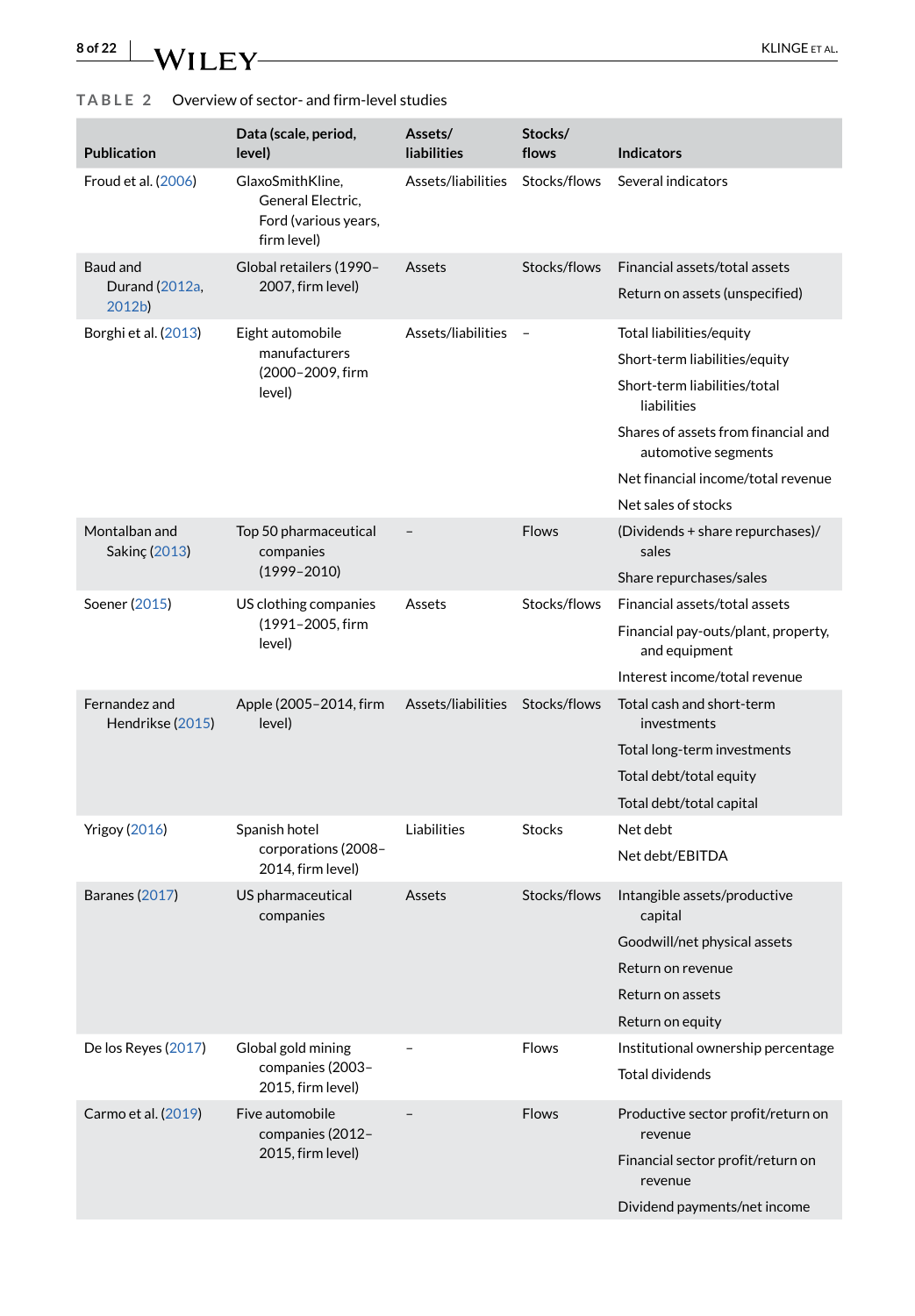TABLE 2 Overview of sector- and firm-level studies

| Publication | Data (scale, period, level) | Assets/ liabilities | Stocks/ flows | Indicators |
|---|---|---|---|---|
| Froud et al. (2006) | GlaxoSmithKline, General Electric, Ford (various years, firm level) | Assets/liabilities | Stocks/flows | Several indicators |
| Baud and Durand (2012a, 2012b) | Global retailers (1990–2007, firm level) | Assets | Stocks/flows | Financial assets/total assets<br>Return on assets (unspecified) |
| Borghi et al. (2013) | Eight automobile manufacturers (2000–2009, firm level) | Assets/liabilities | – | Total liabilities/equity<br>Short-term liabilities/equity<br>Short-term liabilities/total liabilities<br>Shares of assets from financial and automotive segments<br>Net financial income/total revenue<br>Net sales of stocks |
| Montalban and Sakinç (2013) | Top 50 pharmaceutical companies (1999–2010) | – | Flows | (Dividends + share repurchases)/ sales<br>Share repurchases/sales |
| Soener (2015) | US clothing companies (1991–2005, firm level) | Assets | Stocks/flows | Financial assets/total assets<br>Financial pay-outs/plant, property, and equipment<br>Interest income/total revenue |
| Fernandez and Hendrikse (2015) | Apple (2005–2014, firm level) | Assets/liabilities | Stocks/flows | Total cash and short-term investments<br>Total long-term investments<br>Total debt/total equity<br>Total debt/total capital |
| Yrigoy (2016) | Spanish hotel corporations (2008–2014, firm level) | Liabilities | Stocks | Net debt<br>Net debt/EBITDA |
| Baranes (2017) | US pharmaceutical companies | Assets | Stocks/flows | Intangible assets/productive capital<br>Goodwill/net physical assets<br>Return on revenue<br>Return on assets<br>Return on equity |
| De los Reyes (2017) | Global gold mining companies (2003–2015, firm level) | – | Flows | Institutional ownership percentage<br>Total dividends |
| Carmo et al. (2019) | Five automobile companies (2012–2015, firm level) | – | Flows | Productive sector profit/return on revenue<br>Financial sector profit/return on revenue<br>Dividend payments/net income |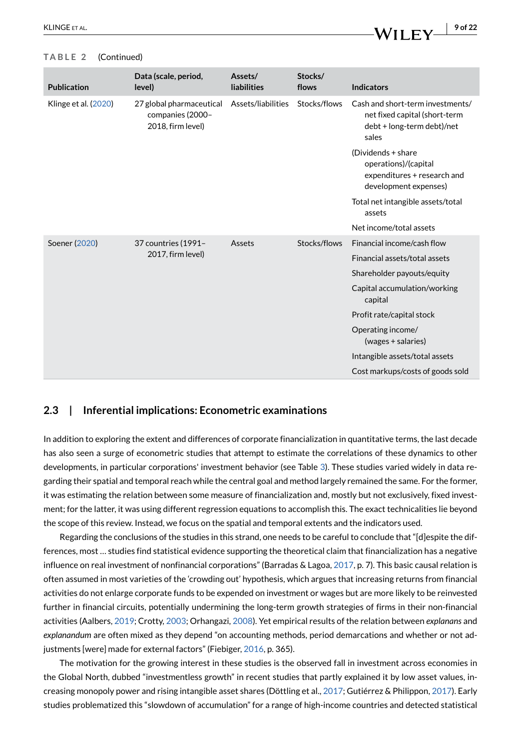**TABLE 2** (Continued)

| Publication | Data (scale, period, level) | Assets/ liabilities | Stocks/ flows | Indicators |
|---|---|---|---|---|
| Klinge et al. (2020) | 27 global pharmaceutical companies (2000–2018, firm level) | Assets/liabilities | Stocks/flows | Cash and short-term investments/ net fixed capital (short-term debt + long-term debt)/net sales |
| | | | | (Dividends + share operations)/(capital expenditures + research and development expenses) |
| | | | | Total net intangible assets/total assets |
| | | | | Net income/total assets |
| Soener (2020) | 37 countries (1991–2017, firm level) | Assets | Stocks/flows | Financial income/cash flow |
| | | | | Financial assets/total assets |
| | | | | Shareholder payouts/equity |
| | | | | Capital accumulation/working capital |
| | | | | Profit rate/capital stock |
| | | | | Operating income/ (wages + salaries) |
| | | | | Intangible assets/total assets |
| | | | | Cost markups/costs of goods sold |

### 2.3 | Inferential implications: Econometric examinations

In addition to exploring the extent and differences of corporate financialization in quantitative terms, the last decade has also seen a surge of econometric studies that attempt to estimate the correlations of these dynamics to other developments, in particular corporations' investment behavior (see Table 3). These studies varied widely in data regarding their spatial and temporal reach while the central goal and method largely remained the same. For the former, it was estimating the relation between some measure of financialization and, mostly but not exclusively, fixed investment; for the latter, it was using different regression equations to accomplish this. The exact technicalities lie beyond the scope of this review. Instead, we focus on the spatial and temporal extents and the indicators used.

Regarding the conclusions of the studies in this strand, one needs to be careful to conclude that "[d]espite the differences, most … studies find statistical evidence supporting the theoretical claim that financialization has a negative influence on real investment of nonfinancial corporations" (Barradas & Lagoa, 2017, p. 7). This basic causal relation is often assumed in most varieties of the 'crowding out' hypothesis, which argues that increasing returns from financial activities do not enlarge corporate funds to be expended on investment or wages but are more likely to be reinvested further in financial circuits, potentially undermining the long-term growth strategies of firms in their non-financial activities (Aalbers, 2019; Crotty, 2003; Orhangazi, 2008). Yet empirical results of the relation between *explanans* and *explanandum* are often mixed as they depend "on accounting methods, period demarcations and whether or not adjustments [were] made for external factors" (Fiebiger, 2016, p. 365).

The motivation for the growing interest in these studies is the observed fall in investment across economies in the Global North, dubbed "investmentless growth" in recent studies that partly explained it by low asset values, increasing monopoly power and rising intangible asset shares (Döttling et al., 2017; Gutiérrez & Philippon, 2017). Early studies problematized this "slowdown of accumulation" for a range of high-income countries and detected statistical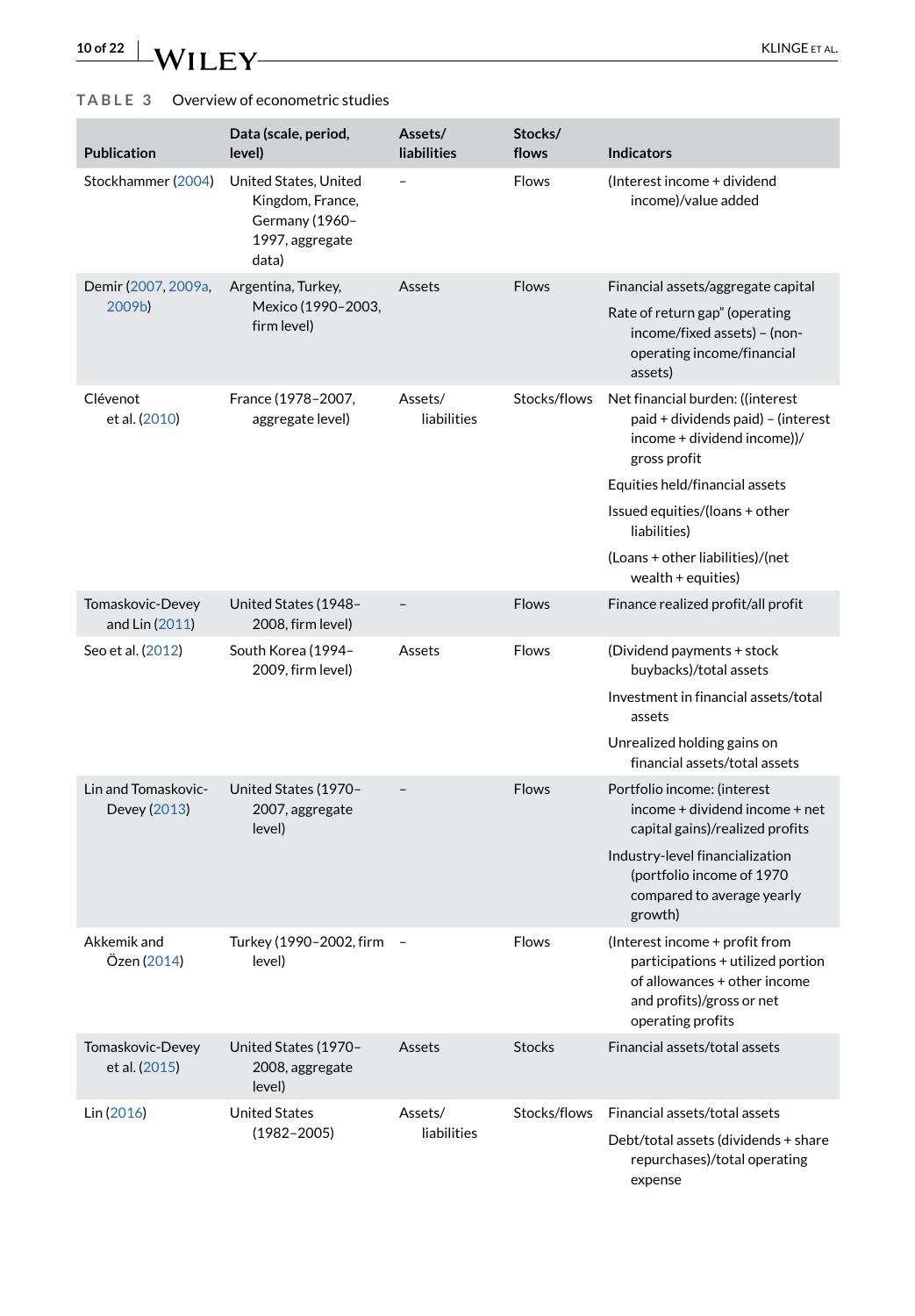TABLE 3 Overview of econometric studies

| Publication | Data (scale, period, level) | Assets/ liabilities | Stocks/ flows | Indicators |
|---|---|---|---|---|
| Stockhammer (2004) | United States, United Kingdom, France, Germany (1960–1997, aggregate data) | – | Flows | (Interest income + dividend income)/value added |
| Demir (2007, 2009a, 2009b) | Argentina, Turkey, Mexico (1990–2003, firm level) | Assets | Flows | Financial assets/aggregate capital<br>Rate of return gap" (operating income/fixed assets) – (non-operating income/financial assets) |
| Clévenot et al. (2010) | France (1978–2007, aggregate level) | Assets/ liabilities | Stocks/flows | Net financial burden: ((interest paid + dividends paid) – (interest income + dividend income))/ gross profit<br>Equities held/financial assets<br>Issued equities/(loans + other liabilities)<br>(Loans + other liabilities)/(net wealth + equities) |
| Tomaskovic-Devey and Lin (2011) | United States (1948–2008, firm level) | – | Flows | Finance realized profit/all profit |
| Seo et al. (2012) | South Korea (1994–2009, firm level) | Assets | Flows | (Dividend payments + stock buybacks)/total assets<br>Investment in financial assets/total assets<br>Unrealized holding gains on financial assets/total assets |
| Lin and Tomaskovic-Devey (2013) | United States (1970–2007, aggregate level) | – | Flows | Portfolio income: (interest income + dividend income + net capital gains)/realized profits<br>Industry-level financialization (portfolio income of 1970 compared to average yearly growth) |
| Akkemik and Özen (2014) | Turkey (1990–2002, firm level) | – | Flows | (Interest income + profit from participations + utilized portion of allowances + other income and profits)/gross or net operating profits |
| Tomaskovic-Devey et al. (2015) | United States (1970–2008, aggregate level) | Assets | Stocks | Financial assets/total assets |
| Lin (2016) | United States (1982–2005) | Assets/ liabilities | Stocks/flows | Financial assets/total assets<br>Debt/total assets (dividends + share repurchases)/total operating expense |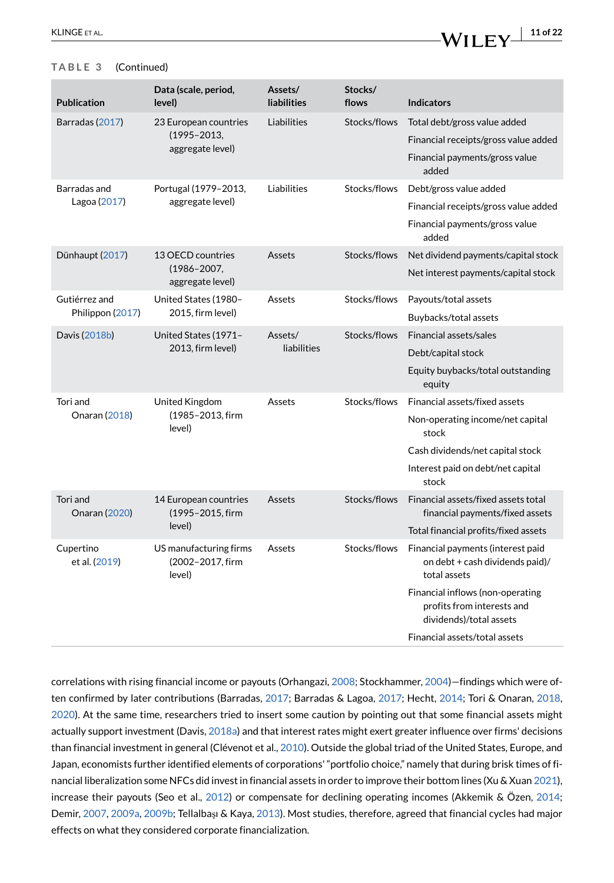**TABLE 3** (Continued)

| Publication | Data (scale, period, level) | Assets/ liabilities | Stocks/ flows | Indicators |
|---|---|---|---|---|
| Barradas (2017) | 23 European countries (1995–2013, aggregate level) | Liabilities | Stocks/flows | Total debt/gross value added<br>Financial receipts/gross value added<br>Financial payments/gross value added |
| Barradas and Lagoa (2017) | Portugal (1979–2013, aggregate level) | Liabilities | Stocks/flows | Debt/gross value added<br>Financial receipts/gross value added<br>Financial payments/gross value added |
| Dünhaupt (2017) | 13 OECD countries (1986–2007, aggregate level) | Assets | Stocks/flows | Net dividend payments/capital stock<br>Net interest payments/capital stock |
| Gutiérrez and Philippon (2017) | United States (1980–2015, firm level) | Assets | Stocks/flows | Payouts/total assets<br>Buybacks/total assets |
| Davis (2018b) | United States (1971–2013, firm level) | Assets/ liabilities | Stocks/flows | Financial assets/sales<br>Debt/capital stock<br>Equity buybacks/total outstanding equity |
| Tori and Onaran (2018) | United Kingdom (1985–2013, firm level) | Assets | Stocks/flows | Financial assets/fixed assets<br>Non-operating income/net capital stock<br>Cash dividends/net capital stock<br>Interest paid on debt/net capital stock |
| Tori and Onaran (2020) | 14 European countries (1995–2015, firm level) | Assets | Stocks/flows | Financial assets/fixed assets total financial payments/fixed assets<br>Total financial profits/fixed assets |
| Cupertino et al. (2019) | US manufacturing firms (2002–2017, firm level) | Assets | Stocks/flows | Financial payments (interest paid on debt + cash dividends paid)/ total assets<br>Financial inflows (non-operating profits from interests and dividends)/total assets<br>Financial assets/total assets |

correlations with rising financial income or payouts (Orhangazi, 2008; Stockhammer, 2004)—findings which were often confirmed by later contributions (Barradas, 2017; Barradas & Lagoa, 2017; Hecht, 2014; Tori & Onaran, 2018, 2020). At the same time, researchers tried to insert some caution by pointing out that some financial assets might actually support investment (Davis, 2018a) and that interest rates might exert greater influence over firms' decisions than financial investment in general (Clévenot et al., 2010). Outside the global triad of the United States, Europe, and Japan, economists further identified elements of corporations' "portfolio choice," namely that during brisk times of financial liberalization some NFCs did invest in financial assets in order to improve their bottom lines (Xu & Xuan 2021), increase their payouts (Seo et al., 2012) or compensate for declining operating incomes (Akkemik & Özen, 2014; Demir, 2007, 2009a, 2009b; Tellalbaşı & Kaya, 2013). Most studies, therefore, agreed that financial cycles had major effects on what they considered corporate financialization.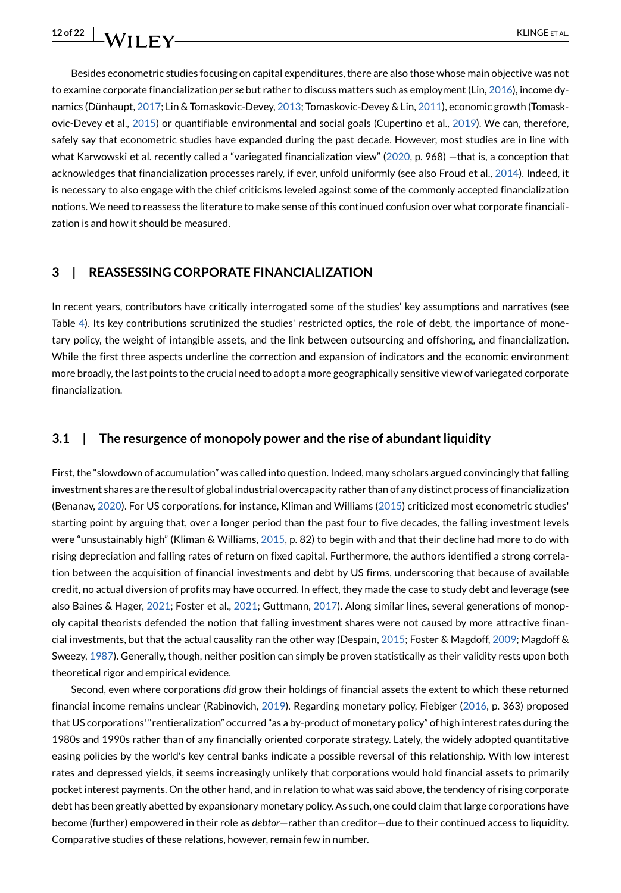Besides econometric studies focusing on capital expenditures, there are also those whose main objective was not to examine corporate financialization *per se* but rather to discuss matters such as employment (Lin, 2016), income dynamics (Dünhaupt, 2017; Lin & Tomaskovic-Devey, 2013; Tomaskovic-Devey & Lin, 2011), economic growth (Tomaskovic-Devey et al., 2015) or quantifiable environmental and social goals (Cupertino et al., 2019). We can, therefore, safely say that econometric studies have expanded during the past decade. However, most studies are in line with what Karwowski et al. recently called a "variegated financialization view" (2020, p. 968) —that is, a conception that acknowledges that financialization processes rarely, if ever, unfold uniformly (see also Froud et al., 2014). Indeed, it is necessary to also engage with the chief criticisms leveled against some of the commonly accepted financialization notions. We need to reassess the literature to make sense of this continued confusion over what corporate financialization is and how it should be measured.

## 3 | REASSESSING CORPORATE FINANCIALIZATION

In recent years, contributors have critically interrogated some of the studies' key assumptions and narratives (see Table 4). Its key contributions scrutinized the studies' restricted optics, the role of debt, the importance of monetary policy, the weight of intangible assets, and the link between outsourcing and offshoring, and financialization. While the first three aspects underline the correction and expansion of indicators and the economic environment more broadly, the last points to the crucial need to adopt a more geographically sensitive view of variegated corporate financialization.

### 3.1 | The resurgence of monopoly power and the rise of abundant liquidity

First, the "slowdown of accumulation" was called into question. Indeed, many scholars argued convincingly that falling investment shares are the result of global industrial overcapacity rather than of any distinct process of financialization (Benanav, 2020). For US corporations, for instance, Kliman and Williams (2015) criticized most econometric studies' starting point by arguing that, over a longer period than the past four to five decades, the falling investment levels were "unsustainably high" (Kliman & Williams, 2015, p. 82) to begin with and that their decline had more to do with rising depreciation and falling rates of return on fixed capital. Furthermore, the authors identified a strong correlation between the acquisition of financial investments and debt by US firms, underscoring that because of available credit, no actual diversion of profits may have occurred. In effect, they made the case to study debt and leverage (see also Baines & Hager, 2021; Foster et al., 2021; Guttmann, 2017). Along similar lines, several generations of monopoly capital theorists defended the notion that falling investment shares were not caused by more attractive financial investments, but that the actual causality ran the other way (Despain, 2015; Foster & Magdoff, 2009; Magdoff & Sweezy, 1987). Generally, though, neither position can simply be proven statistically as their validity rests upon both theoretical rigor and empirical evidence.

Second, even where corporations *did* grow their holdings of financial assets the extent to which these returned financial income remains unclear (Rabinovich, 2019). Regarding monetary policy, Fiebiger (2016, p. 363) proposed that US corporations' "rentierialization" occurred "as a by-product of monetary policy" of high interest rates during the 1980s and 1990s rather than of any financially oriented corporate strategy. Lately, the widely adopted quantitative easing policies by the world's key central banks indicate a possible reversal of this relationship. With low interest rates and depressed yields, it seems increasingly unlikely that corporations would hold financial assets to primarily pocket interest payments. On the other hand, and in relation to what was said above, the tendency of rising corporate debt has been greatly abetted by expansionary monetary policy. As such, one could claim that large corporations have become (further) empowered in their role as *debtor*—rather than creditor—due to their continued access to liquidity. Comparative studies of these relations, however, remain few in number.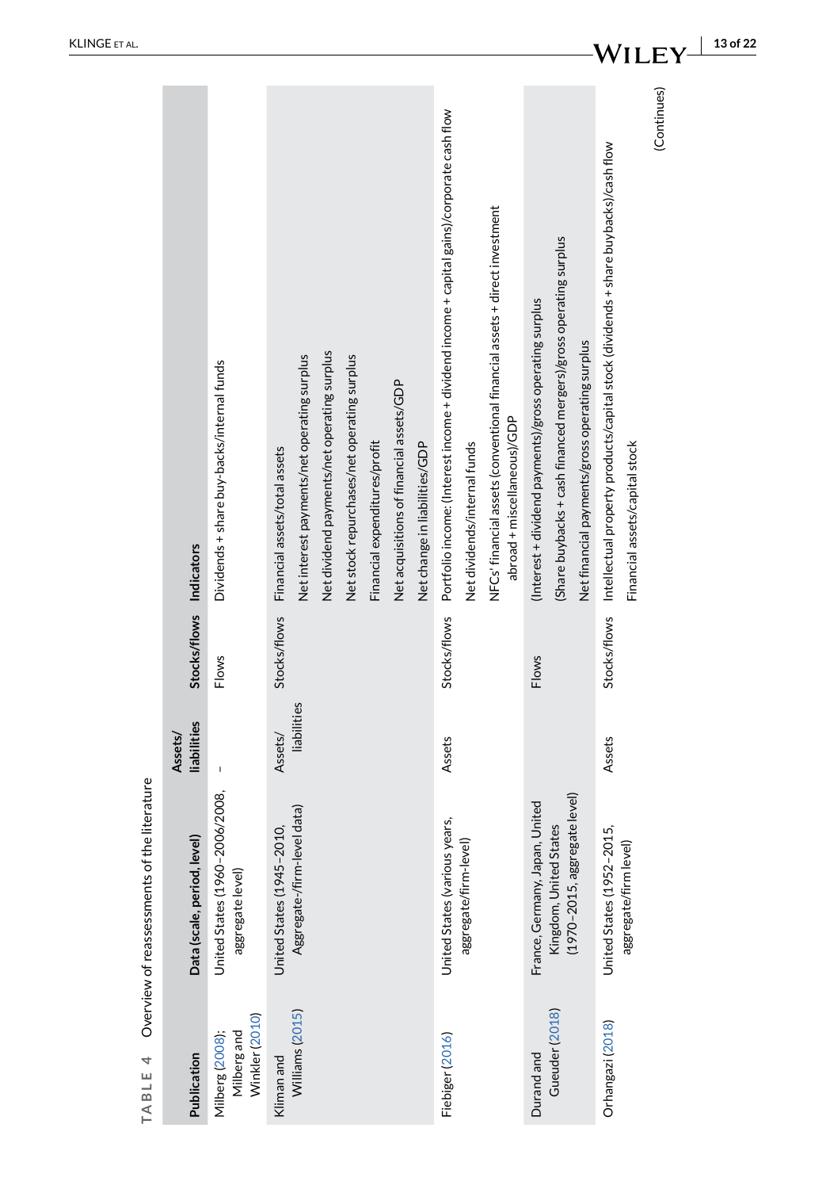**TABLE 4** Overview of reassessments of the literature

| Publication | Data (scale, period, level) | Assets/ liabilities | Stocks/flows | Indicators |
|---|---|---|---|---|
| Milberg (2008); Milberg and Winkler (2010) | United States (1960–2006/2008, aggregate level) | – | Flows | Dividends + share buy-backs/internal funds |
| Kliman and Williams (2015) | United States (1945–2010, Aggregate-/firm-level data) | Assets/ liabilities | Stocks/flows | Financial assets/total assets<br>Net interest payments/net operating surplus<br>Net dividend payments/net operating surplus<br>Net stock repurchases/net operating surplus<br>Financial expenditures/profit<br>Net acquisitions of financial assets/GDP<br>Net change in liabilities/GDP |
| Fiebiger (2016) | United States (various years, aggregate/firm-level) | Assets | Stocks/flows | Portfolio income: (Interest income + dividend income + capital gains)/corporate cash flow<br>Net dividends/internal funds<br>NFCs' financial assets (conventional financial assets + direct investment abroad + miscellaneous)/GDP |
| Durand and Gueuder (2018) | France, Germany, Japan, United Kingdom, United States (1970–2015, aggregate level) | | Flows | (Interest + dividend payments)/gross operating surplus<br>(Share buybacks + cash financed mergers)/gross operating surplus<br>Net financial payments/gross operating surplus |
| Orhangazi (2018) | United States (1952–2015, aggregate/firm level) | Assets | Stocks/flows | Intellectual property products/capital stock (dividends + share buybacks)/cash flow<br>Financial assets/capital stock |

(Continues)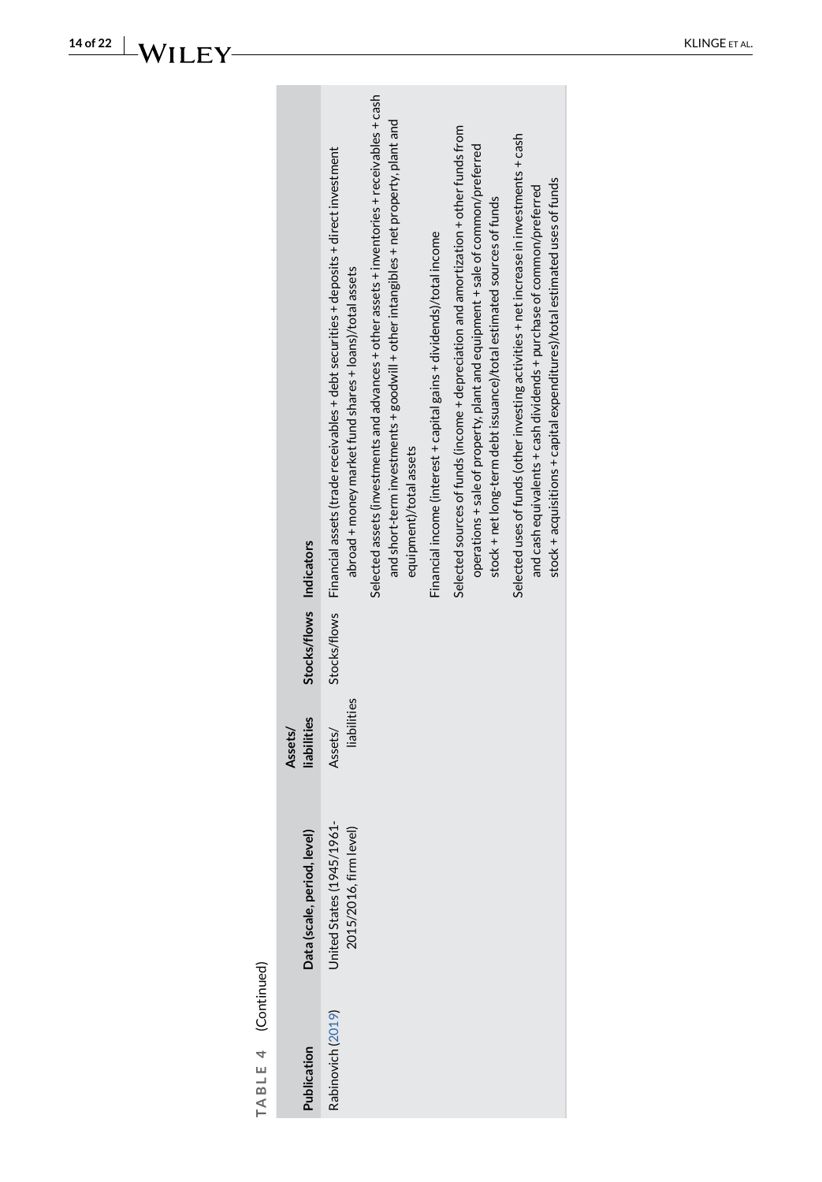TABLE 4 (Continued)

| Publication | Data (scale, period, level) | Assets/liabilities | Stocks/flows | Indicators |
|---|---|---|---|---|
| Rabinovich (2019) | United States (1945/1961-2015/2016, firm level) | Assets/liabilities | Stocks/flows | Financial assets (trade receivables + debt securities + deposits + direct investment abroad + money market fund shares + loans)/total assets |
| | | | | Selected assets (investments and advances + other assets + inventories + receivables + cash and short-term investments + goodwill + other intangibles + net property, plant and equipment)/total assets |
| | | | | Financial income (interest + capital gains + dividends)/total income |
| | | | | Selected sources of funds (income + depreciation and amortization + other funds from operations + sale of property, plant and equipment + sale of common/preferred stock + net long-term debt issuance)/total estimated sources of funds |
| | | | | Selected uses of funds (other investing activities + net increase in investments + cash and cash equivalents + cash dividends + purchase of common/preferred stock + acquisitions + capital expenditures)/total estimated uses of funds |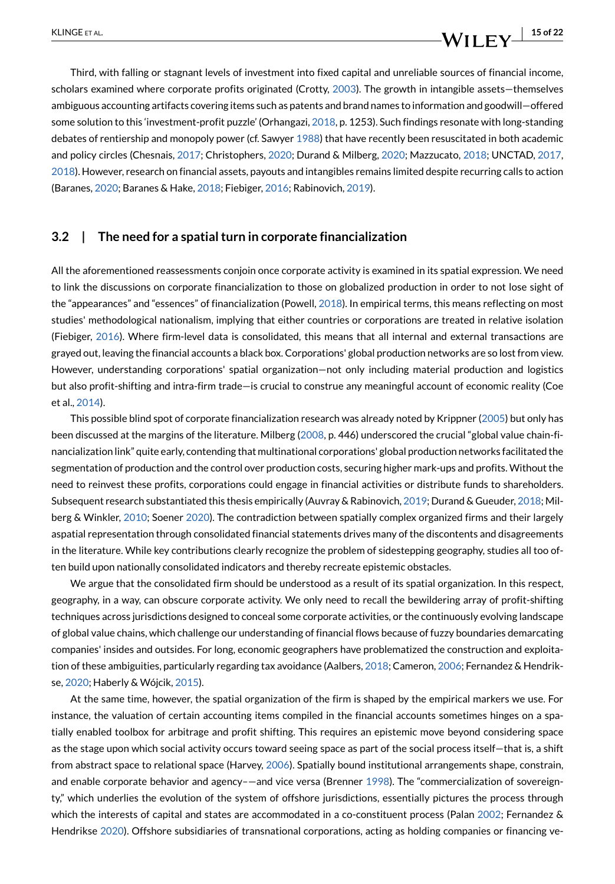Third, with falling or stagnant levels of investment into fixed capital and unreliable sources of financial income, scholars examined where corporate profits originated (Crotty, 2003). The growth in intangible assets—themselves ambiguous accounting artifacts covering items such as patents and brand names to information and goodwill—offered some solution to this 'investment-profit puzzle' (Orhangazi, 2018, p. 1253). Such findings resonate with long-standing debates of rentiership and monopoly power (cf. Sawyer 1988) that have recently been resuscitated in both academic and policy circles (Chesnais, 2017; Christophers, 2020; Durand & Milberg, 2020; Mazzucato, 2018; UNCTAD, 2017, 2018). However, research on financial assets, payouts and intangibles remains limited despite recurring calls to action (Baranes, 2020; Baranes & Hake, 2018; Fiebiger, 2016; Rabinovich, 2019).

### 3.2 | The need for a spatial turn in corporate financialization

All the aforementioned reassessments conjoin once corporate activity is examined in its spatial expression. We need to link the discussions on corporate financialization to those on globalized production in order to not lose sight of the "appearances" and "essences" of financialization (Powell, 2018). In empirical terms, this means reflecting on most studies' methodological nationalism, implying that either countries or corporations are treated in relative isolation (Fiebiger, 2016). Where firm-level data is consolidated, this means that all internal and external transactions are grayed out, leaving the financial accounts a black box. Corporations' global production networks are so lost from view. However, understanding corporations' spatial organization—not only including material production and logistics but also profit-shifting and intra-firm trade—is crucial to construe any meaningful account of economic reality (Coe et al., 2014).

This possible blind spot of corporate financialization research was already noted by Krippner (2005) but only has been discussed at the margins of the literature. Milberg (2008, p. 446) underscored the crucial "global value chain-financialization link" quite early, contending that multinational corporations' global production networks facilitated the segmentation of production and the control over production costs, securing higher mark-ups and profits. Without the need to reinvest these profits, corporations could engage in financial activities or distribute funds to shareholders. Subsequent research substantiated this thesis empirically (Auvray & Rabinovich, 2019; Durand & Gueuder, 2018; Milberg & Winkler, 2010; Soener 2020). The contradiction between spatially complex organized firms and their largely aspatial representation through consolidated financial statements drives many of the discontents and disagreements in the literature. While key contributions clearly recognize the problem of sidestepping geography, studies all too often build upon nationally consolidated indicators and thereby recreate epistemic obstacles.

We argue that the consolidated firm should be understood as a result of its spatial organization. In this respect, geography, in a way, can obscure corporate activity. We only need to recall the bewildering array of profit-shifting techniques across jurisdictions designed to conceal some corporate activities, or the continuously evolving landscape of global value chains, which challenge our understanding of financial flows because of fuzzy boundaries demarcating companies' insides and outsides. For long, economic geographers have problematized the construction and exploitation of these ambiguities, particularly regarding tax avoidance (Aalbers, 2018; Cameron, 2006; Fernandez & Hendrikse, 2020; Haberly & Wójcik, 2015).

At the same time, however, the spatial organization of the firm is shaped by the empirical markers we use. For instance, the valuation of certain accounting items compiled in the financial accounts sometimes hinges on a spatially enabled toolbox for arbitrage and profit shifting. This requires an epistemic move beyond considering space as the stage upon which social activity occurs toward seeing space as part of the social process itself—that is, a shift from abstract space to relational space (Harvey, 2006). Spatially bound institutional arrangements shape, constrain, and enable corporate behavior and agency––and vice versa (Brenner 1998). The "commercialization of sovereignty," which underlies the evolution of the system of offshore jurisdictions, essentially pictures the process through which the interests of capital and states are accommodated in a co-constituent process (Palan 2002; Fernandez & Hendrikse 2020). Offshore subsidiaries of transnational corporations, acting as holding companies or financing ve-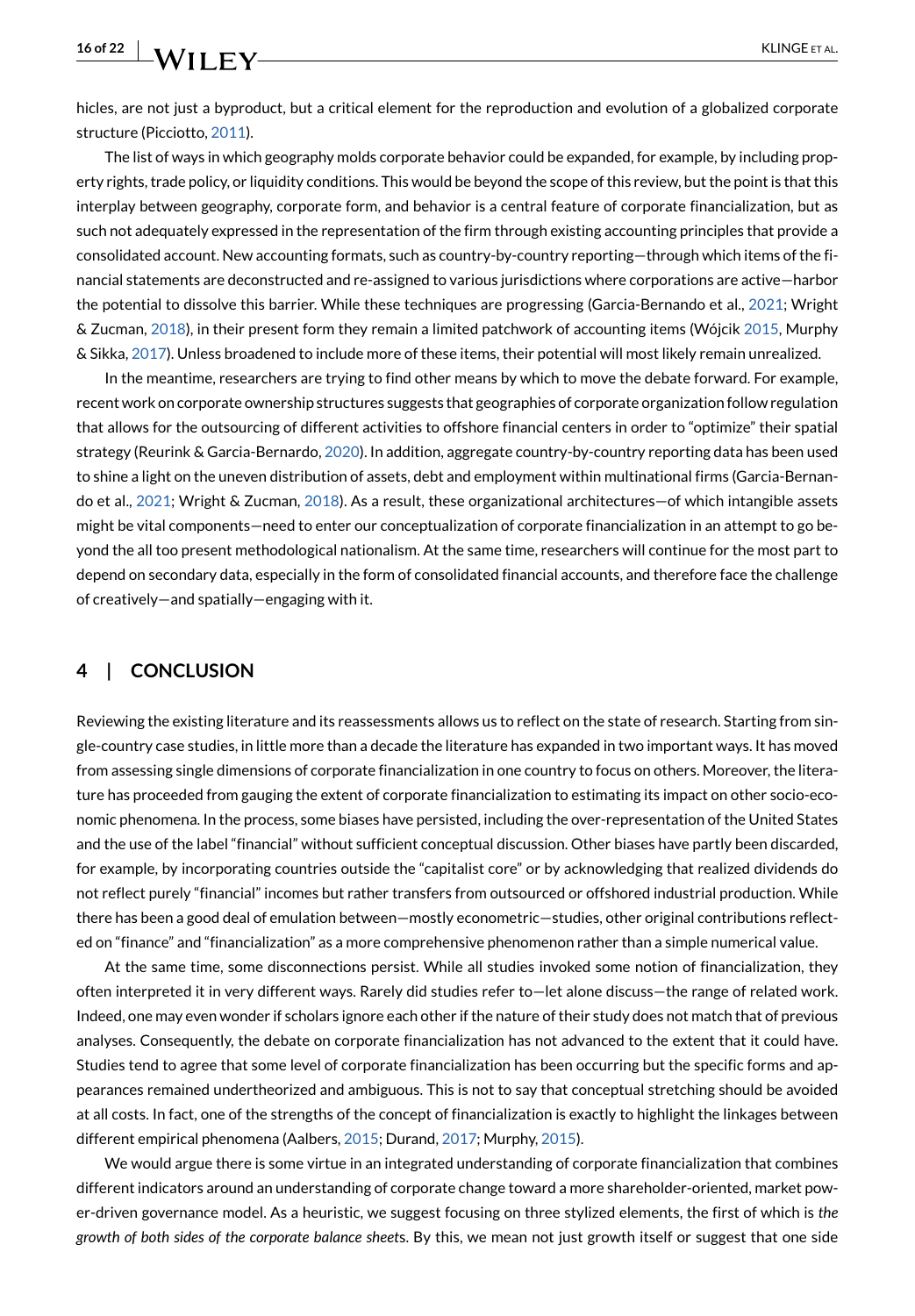hicles, are not just a byproduct, but a critical element for the reproduction and evolution of a globalized corporate structure (Picciotto, 2011).

The list of ways in which geography molds corporate behavior could be expanded, for example, by including property rights, trade policy, or liquidity conditions. This would be beyond the scope of this review, but the point is that this interplay between geography, corporate form, and behavior is a central feature of corporate financialization, but as such not adequately expressed in the representation of the firm through existing accounting principles that provide a consolidated account. New accounting formats, such as country-by-country reporting—through which items of the financial statements are deconstructed and re-assigned to various jurisdictions where corporations are active—harbor the potential to dissolve this barrier. While these techniques are progressing (Garcia-Bernando et al., 2021; Wright & Zucman, 2018), in their present form they remain a limited patchwork of accounting items (Wójcik 2015, Murphy & Sikka, 2017). Unless broadened to include more of these items, their potential will most likely remain unrealized.

In the meantime, researchers are trying to find other means by which to move the debate forward. For example, recent work on corporate ownership structures suggests that geographies of corporate organization follow regulation that allows for the outsourcing of different activities to offshore financial centers in order to "optimize" their spatial strategy (Reurink & Garcia-Bernardo, 2020). In addition, aggregate country-by-country reporting data has been used to shine a light on the uneven distribution of assets, debt and employment within multinational firms (Garcia-Bernando et al., 2021; Wright & Zucman, 2018). As a result, these organizational architectures—of which intangible assets might be vital components—need to enter our conceptualization of corporate financialization in an attempt to go beyond the all too present methodological nationalism. At the same time, researchers will continue for the most part to depend on secondary data, especially in the form of consolidated financial accounts, and therefore face the challenge of creatively—and spatially—engaging with it.

## 4 | CONCLUSION

Reviewing the existing literature and its reassessments allows us to reflect on the state of research. Starting from single-country case studies, in little more than a decade the literature has expanded in two important ways. It has moved from assessing single dimensions of corporate financialization in one country to focus on others. Moreover, the literature has proceeded from gauging the extent of corporate financialization to estimating its impact on other socio-economic phenomena. In the process, some biases have persisted, including the over-representation of the United States and the use of the label "financial" without sufficient conceptual discussion. Other biases have partly been discarded, for example, by incorporating countries outside the "capitalist core" or by acknowledging that realized dividends do not reflect purely "financial" incomes but rather transfers from outsourced or offshored industrial production. While there has been a good deal of emulation between—mostly econometric—studies, other original contributions reflected on "finance" and "financialization" as a more comprehensive phenomenon rather than a simple numerical value.

At the same time, some disconnections persist. While all studies invoked some notion of financialization, they often interpreted it in very different ways. Rarely did studies refer to—let alone discuss—the range of related work. Indeed, one may even wonder if scholars ignore each other if the nature of their study does not match that of previous analyses. Consequently, the debate on corporate financialization has not advanced to the extent that it could have. Studies tend to agree that some level of corporate financialization has been occurring but the specific forms and appearances remained undertheorized and ambiguous. This is not to say that conceptual stretching should be avoided at all costs. In fact, one of the strengths of the concept of financialization is exactly to highlight the linkages between different empirical phenomena (Aalbers, 2015; Durand, 2017; Murphy, 2015).

We would argue there is some virtue in an integrated understanding of corporate financialization that combines different indicators around an understanding of corporate change toward a more shareholder-oriented, market power-driven governance model. As a heuristic, we suggest focusing on three stylized elements, the first of which is *the growth of both sides of the corporate balance sheets*. By this, we mean not just growth itself or suggest that one side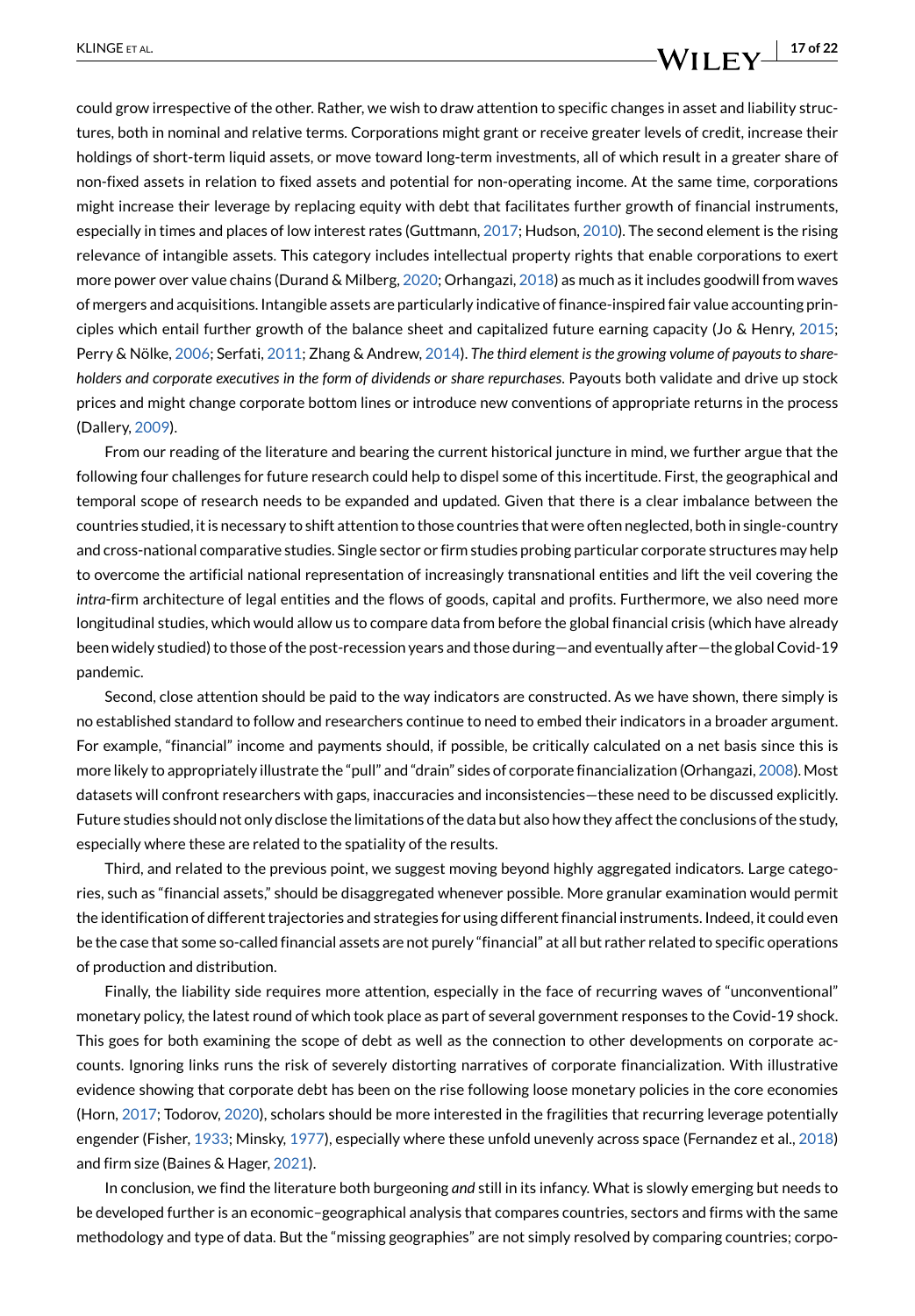could grow irrespective of the other. Rather, we wish to draw attention to specific changes in asset and liability structures, both in nominal and relative terms. Corporations might grant or receive greater levels of credit, increase their holdings of short-term liquid assets, or move toward long-term investments, all of which result in a greater share of non-fixed assets in relation to fixed assets and potential for non-operating income. At the same time, corporations might increase their leverage by replacing equity with debt that facilitates further growth of financial instruments, especially in times and places of low interest rates (Guttmann, 2017; Hudson, 2010). The second element is the rising relevance of intangible assets. This category includes intellectual property rights that enable corporations to exert more power over value chains (Durand & Milberg, 2020; Orhangazi, 2018) as much as it includes goodwill from waves of mergers and acquisitions. Intangible assets are particularly indicative of finance-inspired fair value accounting principles which entail further growth of the balance sheet and capitalized future earning capacity (Jo & Henry, 2015; Perry & Nölke, 2006; Serfati, 2011; Zhang & Andrew, 2014). *The third element is the growing volume of payouts to shareholders and corporate executives in the form of dividends or share repurchases.* Payouts both validate and drive up stock prices and might change corporate bottom lines or introduce new conventions of appropriate returns in the process (Dallery, 2009).

From our reading of the literature and bearing the current historical juncture in mind, we further argue that the following four challenges for future research could help to dispel some of this incertitude. First, the geographical and temporal scope of research needs to be expanded and updated. Given that there is a clear imbalance between the countries studied, it is necessary to shift attention to those countries that were often neglected, both in single-country and cross-national comparative studies. Single sector or firm studies probing particular corporate structures may help to overcome the artificial national representation of increasingly transnational entities and lift the veil covering the *intra*-firm architecture of legal entities and the flows of goods, capital and profits. Furthermore, we also need more longitudinal studies, which would allow us to compare data from before the global financial crisis (which have already been widely studied) to those of the post-recession years and those during—and eventually after—the global Covid-19 pandemic.

Second, close attention should be paid to the way indicators are constructed. As we have shown, there simply is no established standard to follow and researchers continue to need to embed their indicators in a broader argument. For example, "financial" income and payments should, if possible, be critically calculated on a net basis since this is more likely to appropriately illustrate the "pull" and "drain" sides of corporate financialization (Orhangazi, 2008). Most datasets will confront researchers with gaps, inaccuracies and inconsistencies—these need to be discussed explicitly. Future studies should not only disclose the limitations of the data but also how they affect the conclusions of the study, especially where these are related to the spatiality of the results.

Third, and related to the previous point, we suggest moving beyond highly aggregated indicators. Large categories, such as "financial assets," should be disaggregated whenever possible. More granular examination would permit the identification of different trajectories and strategies for using different financial instruments. Indeed, it could even be the case that some so-called financial assets are not purely "financial" at all but rather related to specific operations of production and distribution.

Finally, the liability side requires more attention, especially in the face of recurring waves of "unconventional" monetary policy, the latest round of which took place as part of several government responses to the Covid-19 shock. This goes for both examining the scope of debt as well as the connection to other developments on corporate accounts. Ignoring links runs the risk of severely distorting narratives of corporate financialization. With illustrative evidence showing that corporate debt has been on the rise following loose monetary policies in the core economies (Horn, 2017; Todorov, 2020), scholars should be more interested in the fragilities that recurring leverage potentially engender (Fisher, 1933; Minsky, 1977), especially where these unfold unevenly across space (Fernandez et al., 2018) and firm size (Baines & Hager, 2021).

In conclusion, we find the literature both burgeoning *and* still in its infancy. What is slowly emerging but needs to be developed further is an economic–geographical analysis that compares countries, sectors and firms with the same methodology and type of data. But the "missing geographies" are not simply resolved by comparing countries; corpo-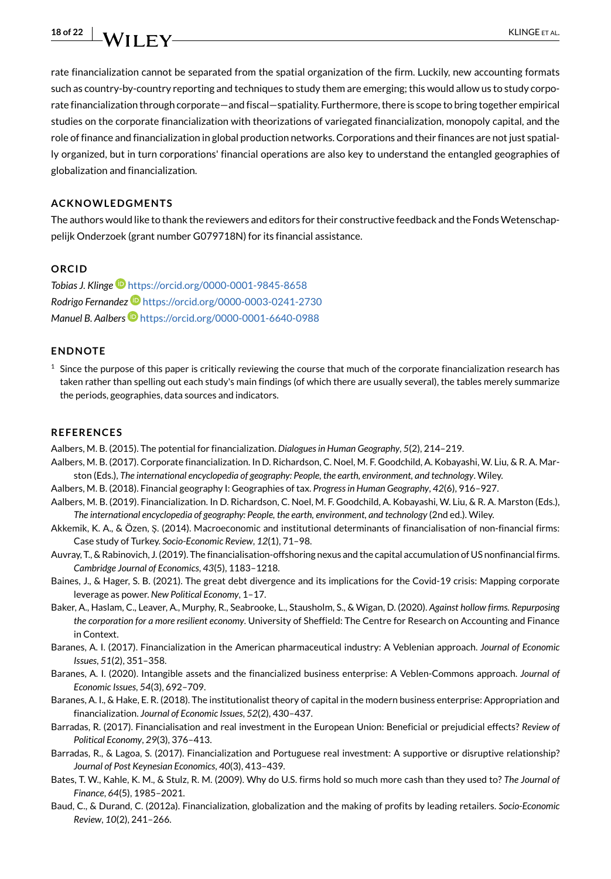rate financialization cannot be separated from the spatial organization of the firm. Luckily, new accounting formats such as country-by-country reporting and techniques to study them are emerging; this would allow us to study corporate financialization through corporate—and fiscal—spatiality. Furthermore, there is scope to bring together empirical studies on the corporate financialization with theorizations of variegated financialization, monopoly capital, and the role of finance and financialization in global production networks. Corporations and their finances are not just spatially organized, but in turn corporations' financial operations are also key to understand the entangled geographies of globalization and financialization.

## ACKNOWLEDGMENTS

The authors would like to thank the reviewers and editors for their constructive feedback and the Fonds Wetenschappelijk Onderzoek (grant number G079718N) for its financial assistance.

## ORCID

*Tobias J. Klinge* https://orcid.org/0000-0001-9845-8658
*Rodrigo Fernandez* https://orcid.org/0000-0003-0241-2730
*Manuel B. Aalbers* https://orcid.org/0000-0001-6640-0988

## ENDNOTE

[1] Since the purpose of this paper is critically reviewing the course that much of the corporate financialization research has taken rather than spelling out each study's main findings (of which there are usually several), the tables merely summarize the periods, geographies, data sources and indicators.

## REFERENCES

Aalbers, M. B. (2015). The potential for financialization. *Dialogues in Human Geography*, *5*(2), 214–219.

Aalbers, M. B. (2017). Corporate financialization. In D. Richardson, C. Noel, M. F. Goodchild, A. Kobayashi, W. Liu, & R. A. Marston (Eds.), *The international encyclopedia of geography: People, the earth, environment, and technology*. Wiley.

Aalbers, M. B. (2018). Financial geography I: Geographies of tax. *Progress in Human Geography*, *42*(6), 916–927.

Aalbers, M. B. (2019). Financialization. In D. Richardson, C. Noel, M. F. Goodchild, A. Kobayashi, W. Liu, & R. A. Marston (Eds.), *The international encyclopedia of geography: People, the earth, environment, and technology* (2nd ed.). Wiley.

Akkemik, K. A., & Özen, Ş. (2014). Macroeconomic and institutional determinants of financialisation of non-financial firms: Case study of Turkey. *Socio-Economic Review*, *12*(1), 71–98.

Auvray, T., & Rabinovich, J. (2019). The financialisation-offshoring nexus and the capital accumulation of US nonfinancial firms. *Cambridge Journal of Economics*, *43*(5), 1183–1218.

Baines, J., & Hager, S. B. (2021). The great debt divergence and its implications for the Covid-19 crisis: Mapping corporate leverage as power. *New Political Economy*, 1–17.

Baker, A., Haslam, C., Leaver, A., Murphy, R., Seabrooke, L., Stausholm, S., & Wigan, D. (2020). *Against hollow firms. Repurposing the corporation for a more resilient economy*. University of Sheffield: The Centre for Research on Accounting and Finance in Context.

Baranes, A. I. (2017). Financialization in the American pharmaceutical industry: A Veblenian approach. *Journal of Economic Issues*, *51*(2), 351–358.

Baranes, A. I. (2020). Intangible assets and the financialized business enterprise: A Veblen-Commons approach. *Journal of Economic Issues*, *54*(3), 692–709.

Baranes, A. I., & Hake, E. R. (2018). The institutionalist theory of capital in the modern business enterprise: Appropriation and financialization. *Journal of Economic Issues*, *52*(2), 430–437.

Barradas, R. (2017). Financialisation and real investment in the European Union: Beneficial or prejudicial effects? *Review of Political Economy*, *29*(3), 376–413.

Barradas, R., & Lagoa, S. (2017). Financialization and Portuguese real investment: A supportive or disruptive relationship? *Journal of Post Keynesian Economics*, *40*(3), 413–439.

Bates, T. W., Kahle, K. M., & Stulz, R. M. (2009). Why do U.S. firms hold so much more cash than they used to? *The Journal of Finance*, *64*(5), 1985–2021.

Baud, C., & Durand, C. (2012a). Financialization, globalization and the making of profits by leading retailers. *Socio-Economic Review*, *10*(2), 241–266.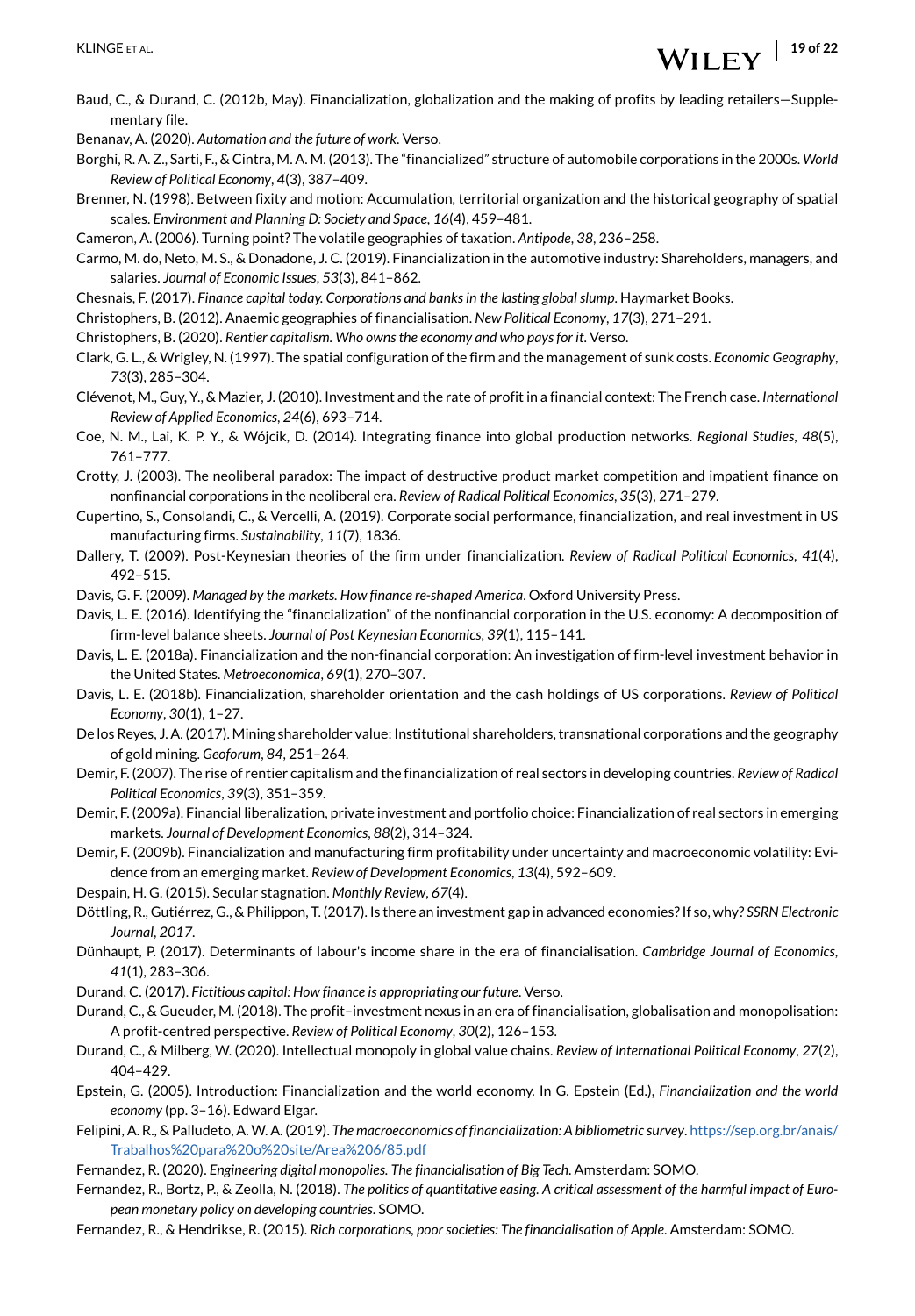Baud, C., & Durand, C. (2012b, May). Financialization, globalization and the making of profits by leading retailers—Supplementary file.

Benanav, A. (2020). *Automation and the future of work*. Verso.

Borghi, R. A. Z., Sarti, F., & Cintra, M. A. M. (2013). The "financialized" structure of automobile corporations in the 2000s. *World Review of Political Economy*, *4*(3), 387–409.

Brenner, N. (1998). Between fixity and motion: Accumulation, territorial organization and the historical geography of spatial scales. *Environment and Planning D: Society and Space*, *16*(4), 459–481.

Cameron, A. (2006). Turning point? The volatile geographies of taxation. *Antipode*, *38*, 236–258.

Carmo, M. do, Neto, M. S., & Donadone, J. C. (2019). Financialization in the automotive industry: Shareholders, managers, and salaries. *Journal of Economic Issues*, *53*(3), 841–862.

Chesnais, F. (2017). *Finance capital today. Corporations and banks in the lasting global slump*. Haymarket Books.

Christophers, B. (2012). Anaemic geographies of financialisation. *New Political Economy*, *17*(3), 271–291.

Christophers, B. (2020). *Rentier capitalism. Who owns the economy and who pays for it*. Verso.

Clark, G. L., & Wrigley, N. (1997). The spatial configuration of the firm and the management of sunk costs. *Economic Geography*, *73*(3), 285–304.

Clévenot, M., Guy, Y., & Mazier, J. (2010). Investment and the rate of profit in a financial context: The French case. *International Review of Applied Economics*, *24*(6), 693–714.

Coe, N. M., Lai, K. P. Y., & Wójcik, D. (2014). Integrating finance into global production networks. *Regional Studies*, *48*(5), 761–777.

Crotty, J. (2003). The neoliberal paradox: The impact of destructive product market competition and impatient finance on nonfinancial corporations in the neoliberal era. *Review of Radical Political Economics*, *35*(3), 271–279.

Cupertino, S., Consolandi, C., & Vercelli, A. (2019). Corporate social performance, financialization, and real investment in US manufacturing firms. *Sustainability*, *11*(7), 1836.

Dallery, T. (2009). Post-Keynesian theories of the firm under financialization. *Review of Radical Political Economics*, *41*(4), 492–515.

Davis, G. F. (2009). *Managed by the markets. How finance re-shaped America*. Oxford University Press.

Davis, L. E. (2016). Identifying the "financialization" of the nonfinancial corporation in the U.S. economy: A decomposition of firm-level balance sheets. *Journal of Post Keynesian Economics*, *39*(1), 115–141.

Davis, L. E. (2018a). Financialization and the non-financial corporation: An investigation of firm-level investment behavior in the United States. *Metroeconomica*, *69*(1), 270–307.

Davis, L. E. (2018b). Financialization, shareholder orientation and the cash holdings of US corporations. *Review of Political Economy*, *30*(1), 1–27.

De los Reyes, J. A. (2017). Mining shareholder value: Institutional shareholders, transnational corporations and the geography of gold mining. *Geoforum*, *84*, 251–264.

Demir, F. (2007). The rise of rentier capitalism and the financialization of real sectors in developing countries. *Review of Radical Political Economics*, *39*(3), 351–359.

Demir, F. (2009a). Financial liberalization, private investment and portfolio choice: Financialization of real sectors in emerging markets. *Journal of Development Economics*, *88*(2), 314–324.

Demir, F. (2009b). Financialization and manufacturing firm profitability under uncertainty and macroeconomic volatility: Evidence from an emerging market. *Review of Development Economics*, *13*(4), 592–609.

Despain, H. G. (2015). Secular stagnation. *Monthly Review*, *67*(4).

Döttling, R., Gutiérrez, G., & Philippon, T. (2017). Is there an investment gap in advanced economies? If so, why? *SSRN Electronic Journal*, *2017*.

Dünhaupt, P. (2017). Determinants of labour's income share in the era of financialisation. *Cambridge Journal of Economics*, *41*(1), 283–306.

Durand, C. (2017). *Fictitious capital: How finance is appropriating our future*. Verso.

Durand, C., & Gueuder, M. (2018). The profit–investment nexus in an era of financialisation, globalisation and monopolisation: A profit-centred perspective. *Review of Political Economy*, *30*(2), 126–153.

Durand, C., & Milberg, W. (2020). Intellectual monopoly in global value chains. *Review of International Political Economy*, *27*(2), 404–429.

Epstein, G. (2005). Introduction: Financialization and the world economy. In G. Epstein (Ed.), *Financialization and the world economy* (pp. 3–16). Edward Elgar.

Felipini, A. R., & Palludeto, A. W. A. (2019). *The macroeconomics of financialization: A bibliometric survey*. https://sep.org.br/anais/Trabalhos%20para%20o%20site/Area%206/85.pdf

Fernandez, R. (2020). *Engineering digital monopolies. The financialisation of Big Tech*. Amsterdam: SOMO.

Fernandez, R., Bortz, P., & Zeolla, N. (2018). *The politics of quantitative easing. A critical assessment of the harmful impact of European monetary policy on developing countries*. SOMO.

Fernandez, R., & Hendrikse, R. (2015). *Rich corporations, poor societies: The financialisation of Apple*. Amsterdam: SOMO.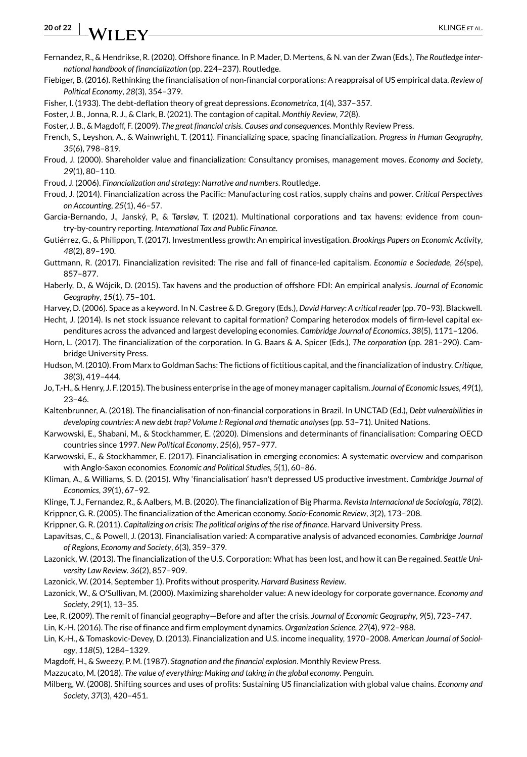Fernandez, R., & Hendrikse, R. (2020). Offshore finance. In P. Mader, D. Mertens, & N. van der Zwan (Eds.), *The Routledge international handbook of financialization* (pp. 224–237). Routledge.

Fiebiger, B. (2016). Rethinking the financialisation of non-financial corporations: A reappraisal of US empirical data. *Review of Political Economy*, *28*(3), 354–379.

Fisher, I. (1933). The debt-deflation theory of great depressions. *Econometrica*, *1*(4), 337–357.

Foster, J. B., Jonna, R. J., & Clark, B. (2021). The contagion of capital. *Monthly Review*, *72*(8).

Foster, J. B., & Magdoff, F. (2009). *The great financial crisis. Causes and consequences*. Monthly Review Press.

French, S., Leyshon, A., & Wainwright, T. (2011). Financializing space, spacing financialization. *Progress in Human Geography*, *35*(6), 798–819.

Froud, J. (2000). Shareholder value and financialization: Consultancy promises, management moves. *Economy and Society*, *29*(1), 80–110.

Froud, J. (2006). *Financialization and strategy: Narrative and numbers*. Routledge.

Froud, J. (2014). Financialization across the Pacific: Manufacturing cost ratios, supply chains and power. *Critical Perspectives on Accounting*, *25*(1), 46–57.

Garcia-Bernando, J., Janský, P., & Tørsløv, T. (2021). Multinational corporations and tax havens: evidence from country-by-country reporting. *International Tax and Public Finance*.

Gutiérrez, G., & Philippon, T. (2017). Investmentless growth: An empirical investigation. *Brookings Papers on Economic Activity*, *48*(2), 89–190.

Guttmann, R. (2017). Financialization revisited: The rise and fall of finance-led capitalism. *Economia e Sociedade*, *26*(spe), 857–877.

Haberly, D., & Wójcik, D. (2015). Tax havens and the production of offshore FDI: An empirical analysis. *Journal of Economic Geography*, *15*(1), 75–101.

Harvey, D. (2006). Space as a keyword. In N. Castree & D. Gregory (Eds.), *David Harvey: A critical reader* (pp. 70–93). Blackwell.

Hecht, J. (2014). Is net stock issuance relevant to capital formation? Comparing heterodox models of firm-level capital expenditures across the advanced and largest developing economies. *Cambridge Journal of Economics*, *38*(5), 1171–1206.

Horn, L. (2017). The financialization of the corporation. In G. Baars & A. Spicer (Eds.), *The corporation* (pp. 281–290). Cambridge University Press.

Hudson, M. (2010). From Marx to Goldman Sachs: The fictions of fictitious capital, and the financialization of industry. *Critique*, *38*(3), 419–444.

Jo, T.-H., & Henry, J. F. (2015). The business enterprise in the age of money manager capitalism. *Journal of Economic Issues*, *49*(1), 23–46.

Kaltenbrunner, A. (2018). The financialisation of non-financial corporations in Brazil. In UNCTAD (Ed.), *Debt vulnerabilities in developing countries: A new debt trap? Volume I: Regional and thematic analyses* (pp. 53–71). United Nations.

Karwowski, E., Shabani, M., & Stockhammer, E. (2020). Dimensions and determinants of financialisation: Comparing OECD countries since 1997. *New Political Economy*, *25*(6), 957–977.

Karwowski, E., & Stockhammer, E. (2017). Financialisation in emerging economies: A systematic overview and comparison with Anglo-Saxon economies. *Economic and Political Studies*, *5*(1), 60–86.

Kliman, A., & Williams, S. D. (2015). Why 'financialisation' hasn't depressed US productive investment. *Cambridge Journal of Economics*, *39*(1), 67–92.

Klinge, T. J., Fernandez, R., & Aalbers, M. B. (2020). The financialization of Big Pharma. *Revista Internacional de Sociología*, *78*(2).

Krippner, G. R. (2005). The financialization of the American economy. *Socio-Economic Review*, *3*(2), 173–208.

Krippner, G. R. (2011). *Capitalizing on crisis: The political origins of the rise of finance*. Harvard University Press.

Lapavitsas, C., & Powell, J. (2013). Financialisation varied: A comparative analysis of advanced economies. *Cambridge Journal of Regions, Economy and Society*, *6*(3), 359–379.

Lazonick, W. (2013). The financialization of the U.S. Corporation: What has been lost, and how it can Be regained. *Seattle University Law Review*. *36*(2), 857–909.

Lazonick, W. (2014, September 1). Profits without prosperity. *Harvard Business Review*.

Lazonick, W., & O'Sullivan, M. (2000). Maximizing shareholder value: A new ideology for corporate governance. *Economy and Society*, *29*(1), 13–35.

Lee, R. (2009). The remit of financial geography—Before and after the crisis. *Journal of Economic Geography*, *9*(5), 723–747.

Lin, K.-H. (2016). The rise of finance and firm employment dynamics. *Organization Science*, *27*(4), 972–988.

Lin, K.-H., & Tomaskovic-Devey, D. (2013). Financialization and U.S. income inequality, 1970–2008. *American Journal of Sociology*, *118*(5), 1284–1329.

Magdoff, H., & Sweezy, P. M. (1987). *Stagnation and the financial explosion*. Monthly Review Press.

Mazzucato, M. (2018). *The value of everything: Making and taking in the global economy*. Penguin.

Milberg, W. (2008). Shifting sources and uses of profits: Sustaining US financialization with global value chains. *Economy and Society*, *37*(3), 420–451.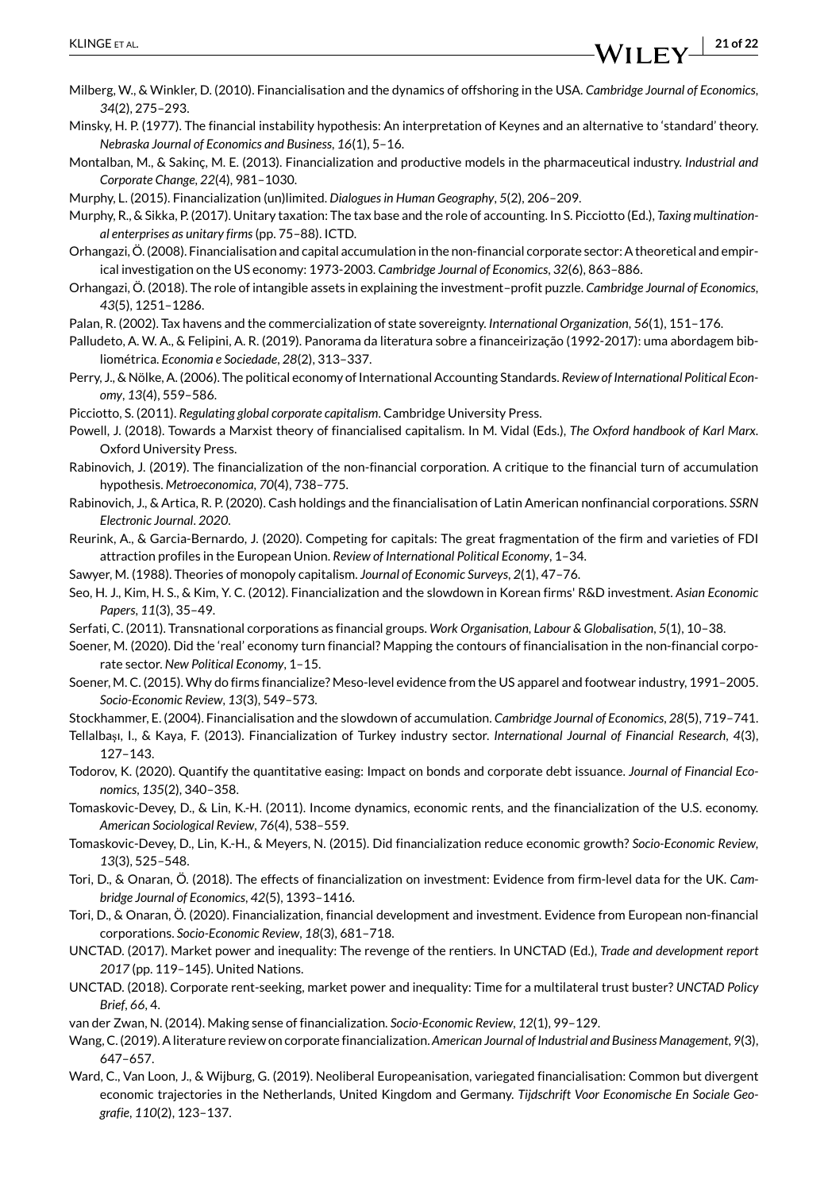Milberg, W., & Winkler, D. (2010). Financialisation and the dynamics of offshoring in the USA. *Cambridge Journal of Economics*, *34*(2), 275–293.

Minsky, H. P. (1977). The financial instability hypothesis: An interpretation of Keynes and an alternative to 'standard' theory. *Nebraska Journal of Economics and Business*, *16*(1), 5–16.

Montalban, M., & Sakinç, M. E. (2013). Financialization and productive models in the pharmaceutical industry. *Industrial and Corporate Change*, *22*(4), 981–1030.

Murphy, L. (2015). Financialization (un)limited. *Dialogues in Human Geography*, *5*(2), 206–209.

Murphy, R., & Sikka, P. (2017). Unitary taxation: The tax base and the role of accounting. In S. Picciotto (Ed.), *Taxing multinational enterprises as unitary firms* (pp. 75–88). ICTD.

Orhangazi, Ö. (2008). Financialisation and capital accumulation in the non-financial corporate sector: A theoretical and empirical investigation on the US economy: 1973-2003. *Cambridge Journal of Economics*, *32*(6), 863–886.

Orhangazi, Ö. (2018). The role of intangible assets in explaining the investment–profit puzzle. *Cambridge Journal of Economics*, *43*(5), 1251–1286.

Palan, R. (2002). Tax havens and the commercialization of state sovereignty. *International Organization*, *56*(1), 151–176.

Palludeto, A. W. A., & Felipini, A. R. (2019). Panorama da literatura sobre a financeirização (1992-2017): uma abordagem bibliométrica. *Economia e Sociedade*, *28*(2), 313–337.

Perry, J., & Nölke, A. (2006). The political economy of International Accounting Standards. *Review of International Political Economy*, *13*(4), 559–586.

Picciotto, S. (2011). *Regulating global corporate capitalism*. Cambridge University Press.

Powell, J. (2018). Towards a Marxist theory of financialised capitalism. In M. Vidal (Eds.), *The Oxford handbook of Karl Marx*. Oxford University Press.

Rabinovich, J. (2019). The financialization of the non-financial corporation. A critique to the financial turn of accumulation hypothesis. *Metroeconomica*, *70*(4), 738–775.

Rabinovich, J., & Artica, R. P. (2020). Cash holdings and the financialisation of Latin American nonfinancial corporations. *SSRN Electronic Journal*. *2020*.

Reurink, A., & Garcia-Bernardo, J. (2020). Competing for capitals: The great fragmentation of the firm and varieties of FDI attraction profiles in the European Union. *Review of International Political Economy*, 1–34.

Sawyer, M. (1988). Theories of monopoly capitalism. *Journal of Economic Surveys*, *2*(1), 47–76.

Seo, H. J., Kim, H. S., & Kim, Y. C. (2012). Financialization and the slowdown in Korean firms' R&D investment. *Asian Economic Papers*, *11*(3), 35–49.

Serfati, C. (2011). Transnational corporations as financial groups. *Work Organisation, Labour & Globalisation*, *5*(1), 10–38.

Soener, M. (2020). Did the 'real' economy turn financial? Mapping the contours of financialisation in the non-financial corporate sector. *New Political Economy*, 1–15.

Soener, M. C. (2015). Why do firms financialize? Meso-level evidence from the US apparel and footwear industry, 1991–2005. *Socio-Economic Review*, *13*(3), 549–573.

Stockhammer, E. (2004). Financialisation and the slowdown of accumulation. *Cambridge Journal of Economics*, *28*(5), 719–741.

Tellalbaşı, I., & Kaya, F. (2013). Financialization of Turkey industry sector. *International Journal of Financial Research*, *4*(3), 127–143.

Todorov, K. (2020). Quantify the quantitative easing: Impact on bonds and corporate debt issuance. *Journal of Financial Economics*, *135*(2), 340–358.

Tomaskovic-Devey, D., & Lin, K.-H. (2011). Income dynamics, economic rents, and the financialization of the U.S. economy. *American Sociological Review*, *76*(4), 538–559.

Tomaskovic-Devey, D., Lin, K.-H., & Meyers, N. (2015). Did financialization reduce economic growth? *Socio-Economic Review*, *13*(3), 525–548.

Tori, D., & Onaran, Ö. (2018). The effects of financialization on investment: Evidence from firm-level data for the UK. *Cambridge Journal of Economics*, *42*(5), 1393–1416.

Tori, D., & Onaran, Ö. (2020). Financialization, financial development and investment. Evidence from European non-financial corporations. *Socio-Economic Review*, *18*(3), 681–718.

UNCTAD. (2017). Market power and inequality: The revenge of the rentiers. In UNCTAD (Ed.), *Trade and development report 2017* (pp. 119–145). United Nations.

UNCTAD. (2018). Corporate rent-seeking, market power and inequality: Time for a multilateral trust buster? *UNCTAD Policy Brief*, *66*, 4.

van der Zwan, N. (2014). Making sense of financialization. *Socio-Economic Review*, *12*(1), 99–129.

Wang, C. (2019). A literature review on corporate financialization. *American Journal of Industrial and Business Management*, *9*(3), 647–657.

Ward, C., Van Loon, J., & Wijburg, G. (2019). Neoliberal Europeanisation, variegated financialisation: Common but divergent economic trajectories in the Netherlands, United Kingdom and Germany. *Tijdschrift Voor Economische En Sociale Geografie*, *110*(2), 123–137.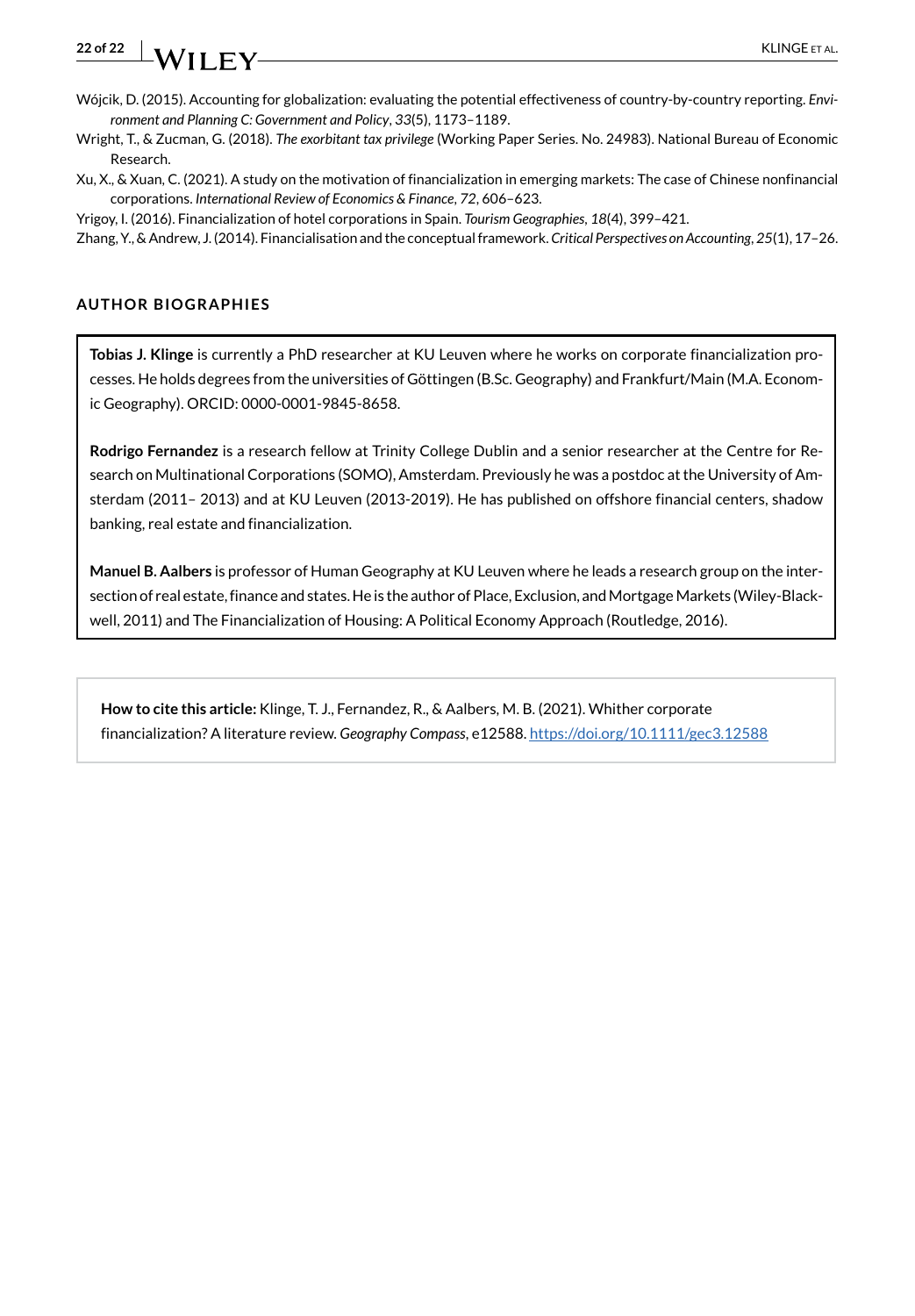Wójcik, D. (2015). Accounting for globalization: evaluating the potential effectiveness of country-by-country reporting. *Environment and Planning C: Government and Policy*, *33*(5), 1173–1189.

Wright, T., & Zucman, G. (2018). *The exorbitant tax privilege* (Working Paper Series. No. 24983). National Bureau of Economic Research.

Xu, X., & Xuan, C. (2021). A study on the motivation of financialization in emerging markets: The case of Chinese nonfinancial corporations. *International Review of Economics & Finance*, *72*, 606–623.

Yrigoy, I. (2016). Financialization of hotel corporations in Spain. *Tourism Geographies*, *18*(4), 399–421.

Zhang, Y., & Andrew, J. (2014). Financialisation and the conceptual framework. *Critical Perspectives on Accounting*, *25*(1), 17–26.

## AUTHOR BIOGRAPHIES

**Tobias J. Klinge** is currently a PhD researcher at KU Leuven where he works on corporate financialization processes. He holds degrees from the universities of Göttingen (B.Sc. Geography) and Frankfurt/Main (M.A. Economic Geography). ORCID: 0000-0001-9845-8658.

**Rodrigo Fernandez** is a research fellow at Trinity College Dublin and a senior researcher at the Centre for Research on Multinational Corporations (SOMO), Amsterdam. Previously he was a postdoc at the University of Amsterdam (2011– 2013) and at KU Leuven (2013-2019). He has published on offshore financial centers, shadow banking, real estate and financialization.

**Manuel B. Aalbers** is professor of Human Geography at KU Leuven where he leads a research group on the intersection of real estate, finance and states. He is the author of Place, Exclusion, and Mortgage Markets (Wiley-Blackwell, 2011) and The Financialization of Housing: A Political Economy Approach (Routledge, 2016).

**How to cite this article:** Klinge, T. J., Fernandez, R., & Aalbers, M. B. (2021). Whither corporate financialization? A literature review. *Geography Compass*, e12588. https://doi.org/10.1111/gec3.12588